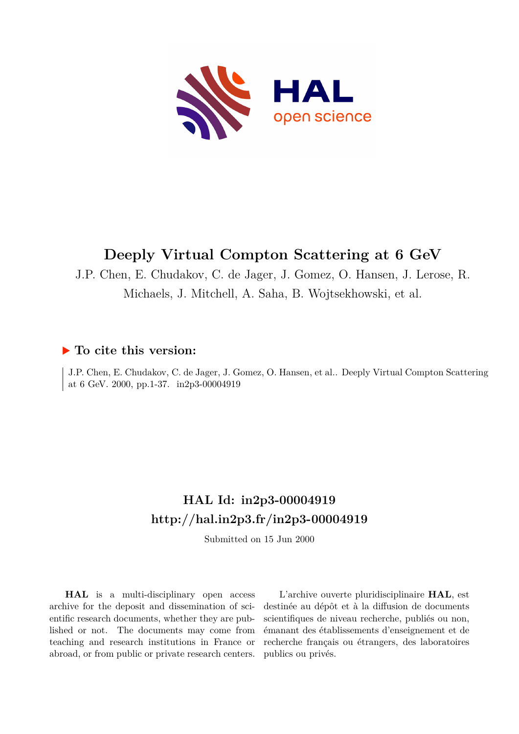# Deeply Virtual Compton Scattering at 6 GeV

J.P. Chen, E. Chudakov, C. de Jager, J. Gomez, O. Hansen, J. Lerose, R. Michaels, J. Mitchell, A. Saha, B. Wojtsekhowski, et al.

## ▶ To cite this version:

J.P. Chen, E. Chudakov, C. de Jager, J. Gomez, O. Hansen, et al.. Deeply Virtual Compton Scattering at 6 GeV. 2000, pp.1-37. in2p3-00004919

## HAL Id: in2p3-00004919

## http://hal.in2p3.fr/in2p3-00004919

Submitted on 15 Jun 2000

**HAL** is a multi-disciplinary open access archive for the deposit and dissemination of scientific research documents, whether they are published or not. The documents may come from teaching and research institutions in France or abroad, or from public or private research centers.

L'archive ouverte pluridisciplinaire **HAL**, est destinée au dépôt et à la diffusion de documents scientifiques de niveau recherche, publiés ou non, émanant des établissements d'enseignement et de recherche français ou étrangers, des laboratoires publics ou privés.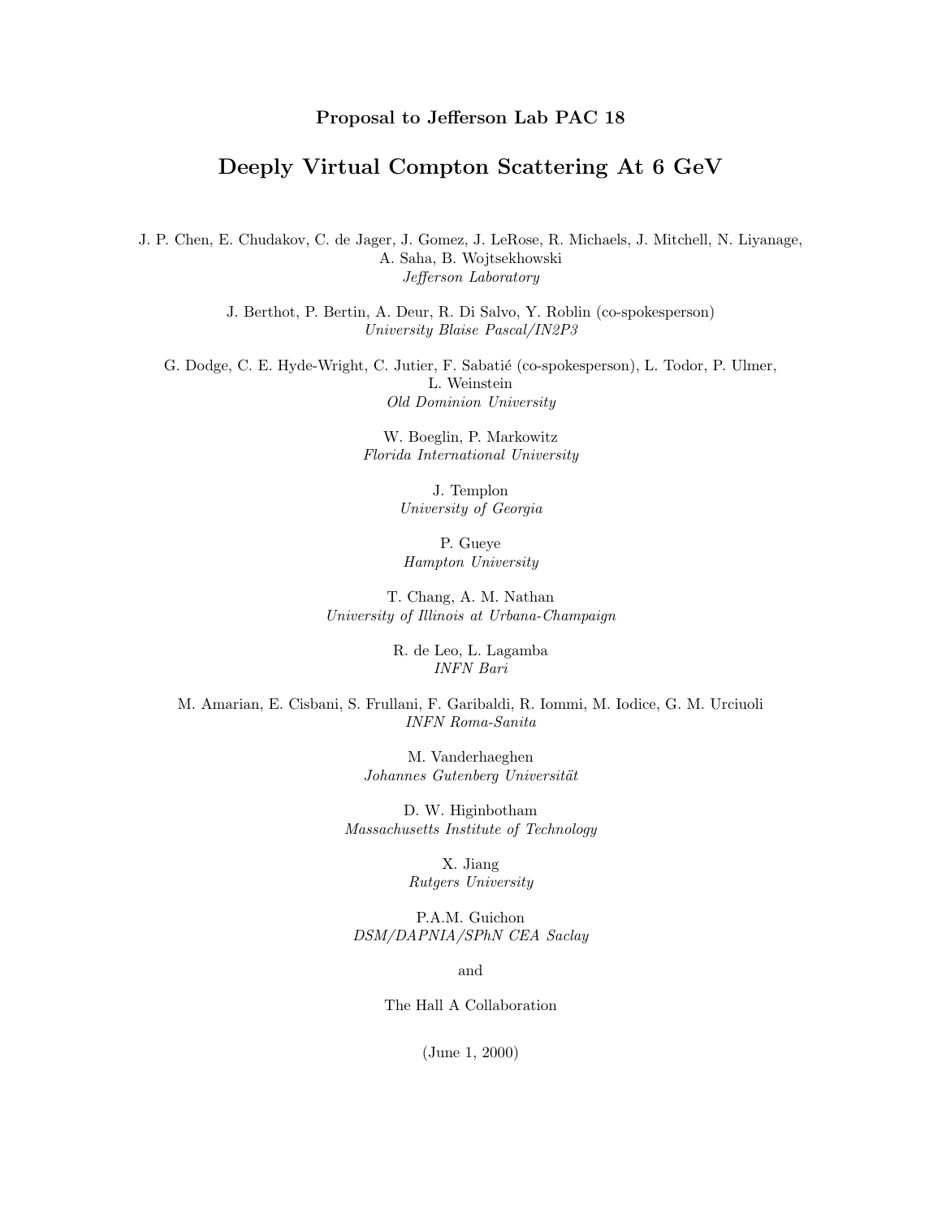**Proposal to Jefferson Lab PAC 18**

# Deeply Virtual Compton Scattering At 6 GeV

J. P. Chen, E. Chudakov, C. de Jager, J. Gomez, J. LeRose, R. Michaels, J. Mitchell, N. Liyanage, A. Saha, B. Wojtsekhowski
*Jefferson Laboratory*

J. Berthot, P. Bertin, A. Deur, R. Di Salvo, Y. Roblin (co-spokesperson)
*University Blaise Pascal/IN2P3*

G. Dodge, C. E. Hyde-Wright, C. Jutier, F. Sabatié (co-spokesperson), L. Todor, P. Ulmer, L. Weinstein
*Old Dominion University*

W. Boeglin, P. Markowitz
*Florida International University*

J. Templon
*University of Georgia*

P. Gueye
*Hampton University*

T. Chang, A. M. Nathan
*University of Illinois at Urbana-Champaign*

R. de Leo, L. Lagamba
*INFN Bari*

M. Amarian, E. Cisbani, S. Frullani, F. Garibaldi, R. Iommi, M. Iodice, G. M. Urciuoli
*INFN Roma-Sanita*

M. Vanderhaeghen
*Johannes Gutenberg Universität*

D. W. Higinbotham
*Massachusetts Institute of Technology*

X. Jiang
*Rutgers University*

P.A.M. Guichon
*DSM/DAPNIA/SPhN CEA Saclay*

and

The Hall A Collaboration

(June 1, 2000)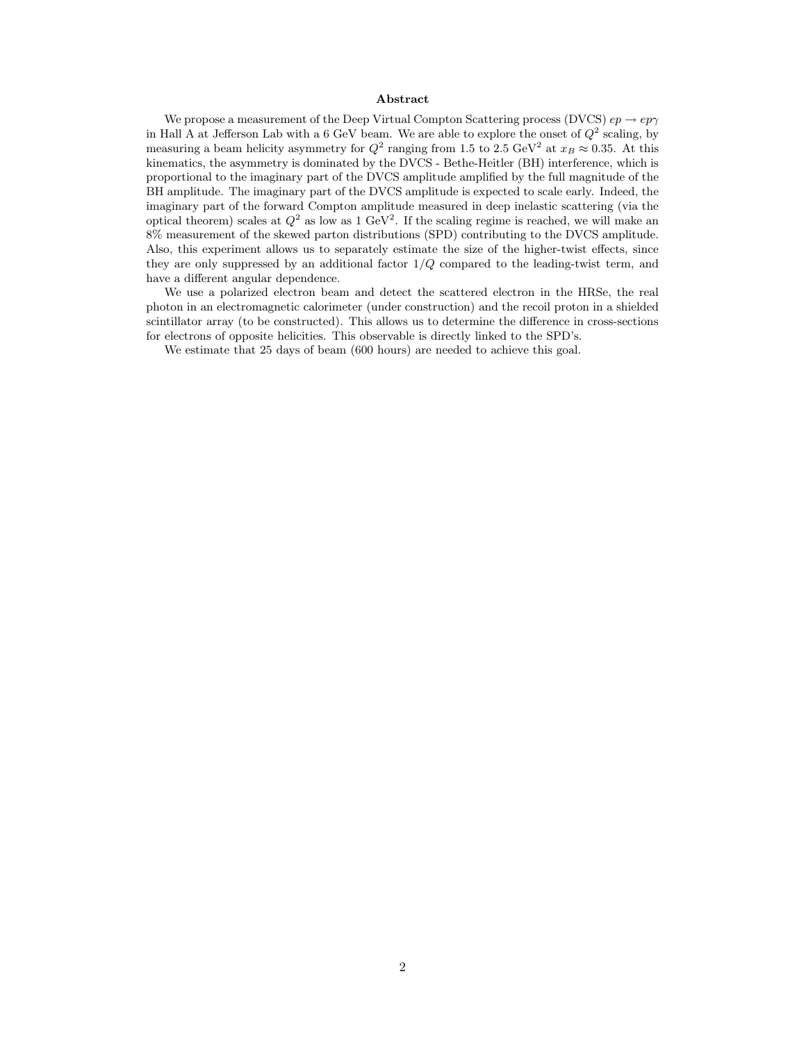**Abstract**

We propose a measurement of the Deep Virtual Compton Scattering process (DVCS) $ep \to ep\gamma$ in Hall A at Jefferson Lab with a 6 GeV beam. We are able to explore the onset of $Q^2$ scaling, by measuring a beam helicity asymmetry for $Q^2$ ranging from 1.5 to 2.5 GeV$^2$ at $x_B \approx 0.35$. At this kinematics, the asymmetry is dominated by the DVCS - Bethe-Heitler (BH) interference, which is proportional to the imaginary part of the DVCS amplitude amplified by the full magnitude of the BH amplitude. The imaginary part of the DVCS amplitude is expected to scale early. Indeed, the imaginary part of the forward Compton amplitude measured in deep inelastic scattering (via the optical theorem) scales at $Q^2$ as low as 1 GeV$^2$. If the scaling regime is reached, we will make an 8% measurement of the skewed parton distributions (SPD) contributing to the DVCS amplitude. Also, this experiment allows us to separately estimate the size of the higher-twist effects, since they are only suppressed by an additional factor $1/Q$ compared to the leading-twist term, and have a different angular dependence.

We use a polarized electron beam and detect the scattered electron in the HRSe, the real photon in an electromagnetic calorimeter (under construction) and the recoil proton in a shielded scintillator array (to be constructed). This allows us to determine the difference in cross-sections for electrons of opposite helicities. This observable is directly linked to the SPD's.

We estimate that 25 days of beam (600 hours) are needed to achieve this goal.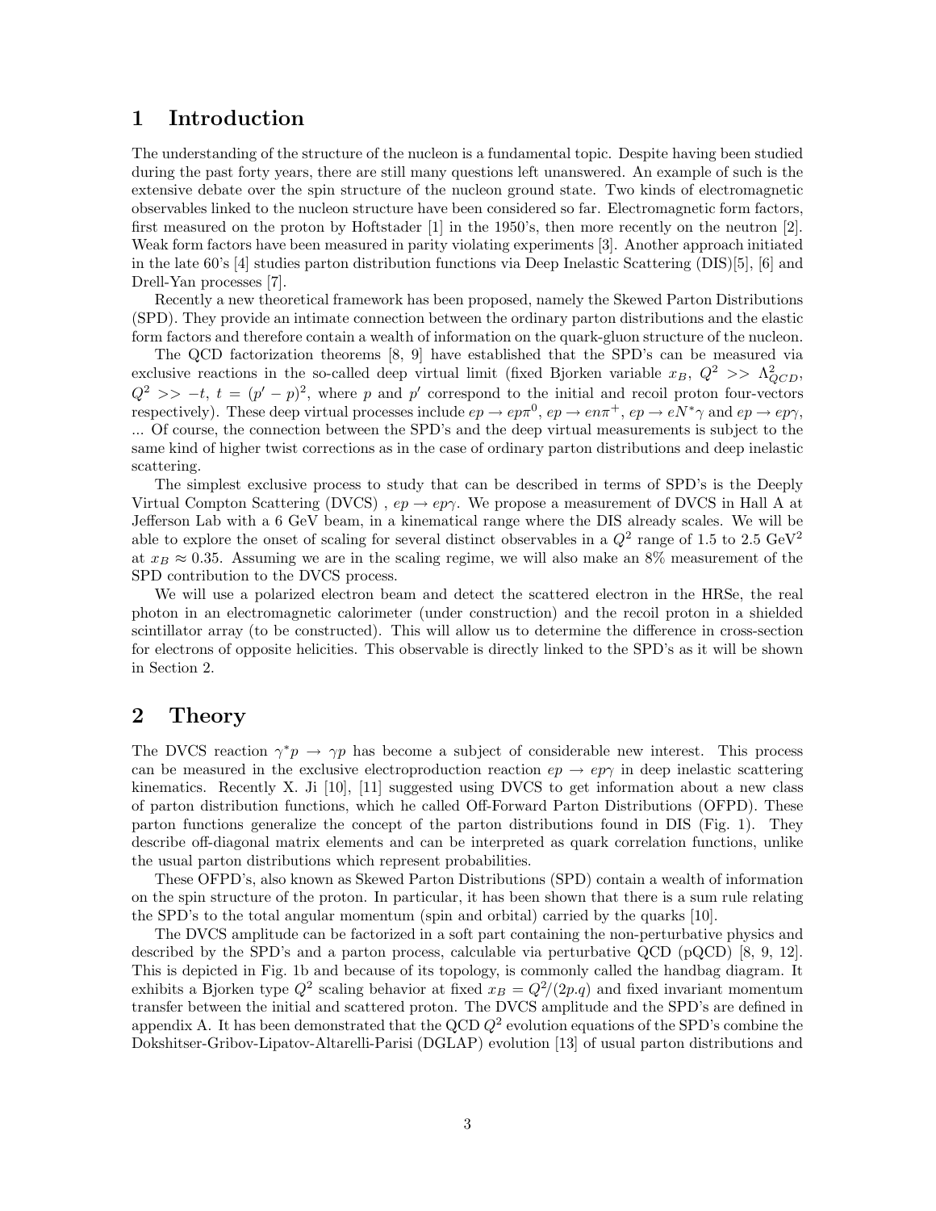# 1 Introduction

The understanding of the structure of the nucleon is a fundamental topic. Despite having been studied during the past forty years, there are still many questions left unanswered. An example of such is the extensive debate over the spin structure of the nucleon ground state. Two kinds of electromagnetic observables linked to the nucleon structure have been considered so far. Electromagnetic form factors, first measured on the proton by Hoftstader [1] in the 1950's, then more recently on the neutron [2]. Weak form factors have been measured in parity violating experiments [3]. Another approach initiated in the late 60's [4] studies parton distribution functions via Deep Inelastic Scattering (DIS)[5], [6] and Drell-Yan processes [7].

Recently a new theoretical framework has been proposed, namely the Skewed Parton Distributions (SPD). They provide an intimate connection between the ordinary parton distributions and the elastic form factors and therefore contain a wealth of information on the quark-gluon structure of the nucleon.

The QCD factorization theorems [8, 9] have established that the SPD's can be measured via exclusive reactions in the so-called deep virtual limit (fixed Bjorken variable $x_B$, $Q^2 >> \Lambda^2_{QCD}$, $Q^2 >> -t$, $t = (p' - p)^2$, where $p$ and $p'$ correspond to the initial and recoil proton four-vectors respectively). These deep virtual processes include $ep \to ep\pi^0$, $ep \to en\pi^+$, $ep \to eN^*\gamma$ and $ep \to ep\gamma$, ... Of course, the connection between the SPD's and the deep virtual measurements is subject to the same kind of higher twist corrections as in the case of ordinary parton distributions and deep inelastic scattering.

The simplest exclusive process to study that can be described in terms of SPD's is the Deeply Virtual Compton Scattering (DVCS) , $ep \to ep\gamma$. We propose a measurement of DVCS in Hall A at Jefferson Lab with a 6 GeV beam, in a kinematical range where the DIS already scales. We will be able to explore the onset of scaling for several distinct observables in a $Q^2$ range of 1.5 to 2.5 GeV$^2$ at $x_B \approx 0.35$. Assuming we are in the scaling regime, we will also make an 8% measurement of the SPD contribution to the DVCS process.

We will use a polarized electron beam and detect the scattered electron in the HRSe, the real photon in an electromagnetic calorimeter (under construction) and the recoil proton in a shielded scintillator array (to be constructed). This will allow us to determine the difference in cross-section for electrons of opposite helicities. This observable is directly linked to the SPD's as it will be shown in Section 2.

# 2 Theory

The DVCS reaction $\gamma^* p \to \gamma p$ has become a subject of considerable new interest. This process can be measured in the exclusive electroproduction reaction $ep \to ep\gamma$ in deep inelastic scattering kinematics. Recently X. Ji [10], [11] suggested using DVCS to get information about a new class of parton distribution functions, which he called Off-Forward Parton Distributions (OFPD). These parton functions generalize the concept of the parton distributions found in DIS (Fig. 1). They describe off-diagonal matrix elements and can be interpreted as quark correlation functions, unlike the usual parton distributions which represent probabilities.

These OFPD's, also known as Skewed Parton Distributions (SPD) contain a wealth of information on the spin structure of the proton. In particular, it has been shown that there is a sum rule relating the SPD's to the total angular momentum (spin and orbital) carried by the quarks [10].

The DVCS amplitude can be factorized in a soft part containing the non-perturbative physics and described by the SPD's and a parton process, calculable via perturbative QCD (pQCD) [8, 9, 12]. This is depicted in Fig. 1b and because of its topology, is commonly called the handbag diagram. It exhibits a Bjorken type $Q^2$ scaling behavior at fixed $x_B = Q^2/(2p.q)$ and fixed invariant momentum transfer between the initial and scattered proton. The DVCS amplitude and the SPD's are defined in appendix A. It has been demonstrated that the QCD $Q^2$ evolution equations of the SPD's combine the Dokshitser-Gribov-Lipatov-Altarelli-Parisi (DGLAP) evolution [13] of usual parton distributions and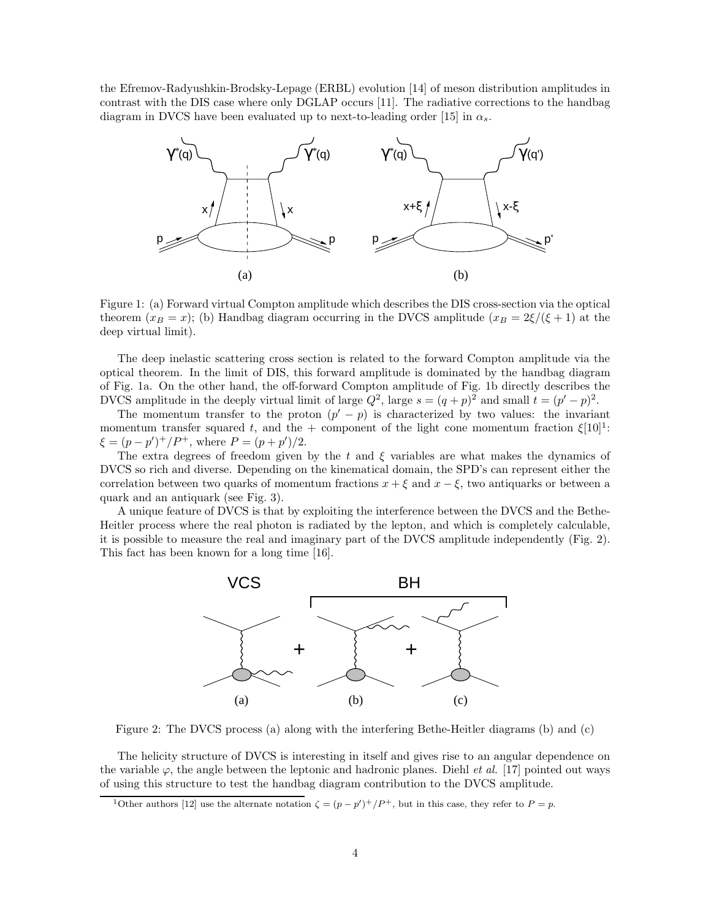the Efremov-Radyushkin-Brodsky-Lepage (ERBL) evolution [14] of meson distribution amplitudes in contrast with the DIS case where only DGLAP occurs [11]. The radiative corrections to the handbag diagram in DVCS have been evaluated up to next-to-leading order [15] in $\alpha_s$.

Figure 1: (a) Forward virtual Compton amplitude which describes the DIS cross-section via the optical theorem ($x_B = x$); (b) Handbag diagram occurring in the DVCS amplitude ($x_B = 2\xi/(\xi+1)$ at the deep virtual limit).

The deep inelastic scattering cross section is related to the forward Compton amplitude via the optical theorem. In the limit of DIS, this forward amplitude is dominated by the handbag diagram of Fig. 1a. On the other hand, the off-forward Compton amplitude of Fig. 1b directly describes the DVCS amplitude in the deeply virtual limit of large $Q^2$, large $s = (q+p)^2$ and small $t = (p'-p)^2$.

The momentum transfer to the proton $(p'-p)$ is characterized by two values: the invariant momentum transfer squared $t$, and the + component of the light cone momentum fraction $\xi$[10][1]: $\xi = (p-p')^+/P^+$, where $P = (p+p')/2$.

The extra degrees of freedom given by the $t$ and $\xi$ variables are what makes the dynamics of DVCS so rich and diverse. Depending on the kinematical domain, the SPD's can represent either the correlation between two quarks of momentum fractions $x+\xi$ and $x-\xi$, two antiquarks or between a quark and an antiquark (see Fig. 3).

A unique feature of DVCS is that by exploiting the interference between the DVCS and the Bethe-Heitler process where the real photon is radiated by the lepton, and which is completely calculable, it is possible to measure the real and imaginary part of the DVCS amplitude independently (Fig. 2). This fact has been known for a long time [16].

Figure 2: The DVCS process (a) along with the interfering Bethe-Heitler diagrams (b) and (c)

The helicity structure of DVCS is interesting in itself and gives rise to an angular dependence on the variable $\varphi$, the angle between the leptonic and hadronic planes. Diehl *et al.* [17] pointed out ways of using this structure to test the handbag diagram contribution to the DVCS amplitude.

[1]Other authors [12] use the alternate notation $\zeta = (p-p')^+/P^+$, but in this case, they refer to $P = p$.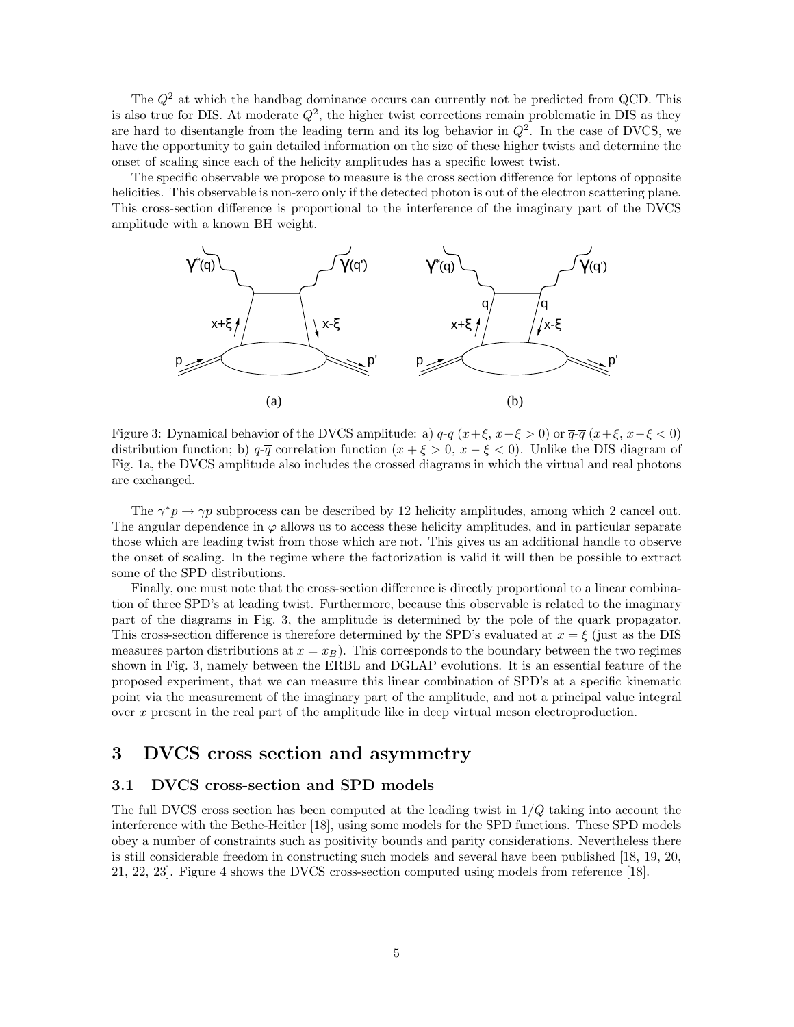The $Q^2$ at which the handbag dominance occurs can currently not be predicted from QCD. This is also true for DIS. At moderate $Q^2$, the higher twist corrections remain problematic in DIS as they are hard to disentangle from the leading term and its log behavior in $Q^2$. In the case of DVCS, we have the opportunity to gain detailed information on the size of these higher twists and determine the onset of scaling since each of the helicity amplitudes has a specific lowest twist.

The specific observable we propose to measure is the cross section difference for leptons of opposite helicities. This observable is non-zero only if the detected photon is out of the electron scattering plane. This cross-section difference is proportional to the interference of the imaginary part of the DVCS amplitude with a known BH weight.

Figure 3: Dynamical behavior of the DVCS amplitude: a) $q$-$q$ ($x+\xi$, $x-\xi > 0$) or $\overline{q}$-$\overline{q}$ ($x+\xi$, $x-\xi < 0$) distribution function; b) $q$-$\overline{q}$ correlation function ($x+\xi > 0$, $x-\xi < 0$). Unlike the DIS diagram of Fig. 1a, the DVCS amplitude also includes the crossed diagrams in which the virtual and real photons are exchanged.

The $\gamma^* p \to \gamma p$ subprocess can be described by 12 helicity amplitudes, among which 2 cancel out. The angular dependence in $\varphi$ allows us to access these helicity amplitudes, and in particular separate those which are leading twist from those which are not. This gives us an additional handle to observe the onset of scaling. In the regime where the factorization is valid it will then be possible to extract some of the SPD distributions.

Finally, one must note that the cross-section difference is directly proportional to a linear combination of three SPD's at leading twist. Furthermore, because this observable is related to the imaginary part of the diagrams in Fig. 3, the amplitude is determined by the pole of the quark propagator. This cross-section difference is therefore determined by the SPD's evaluated at $x = \xi$ (just as the DIS measures parton distributions at $x = x_B$). This corresponds to the boundary between the two regimes shown in Fig. 3, namely between the ERBL and DGLAP evolutions. It is an essential feature of the proposed experiment, that we can measure this linear combination of SPD's at a specific kinematic point via the measurement of the imaginary part of the amplitude, and not a principal value integral over $x$ present in the real part of the amplitude like in deep virtual meson electroproduction.

# 3 DVCS cross section and asymmetry

## 3.1 DVCS cross-section and SPD models

The full DVCS cross section has been computed at the leading twist in $1/Q$ taking into account the interference with the Bethe-Heitler [18], using some models for the SPD functions. These SPD models obey a number of constraints such as positivity bounds and parity considerations. Nevertheless there is still considerable freedom in constructing such models and several have been published [18, 19, 20, 21, 22, 23]. Figure 4 shows the DVCS cross-section computed using models from reference [18].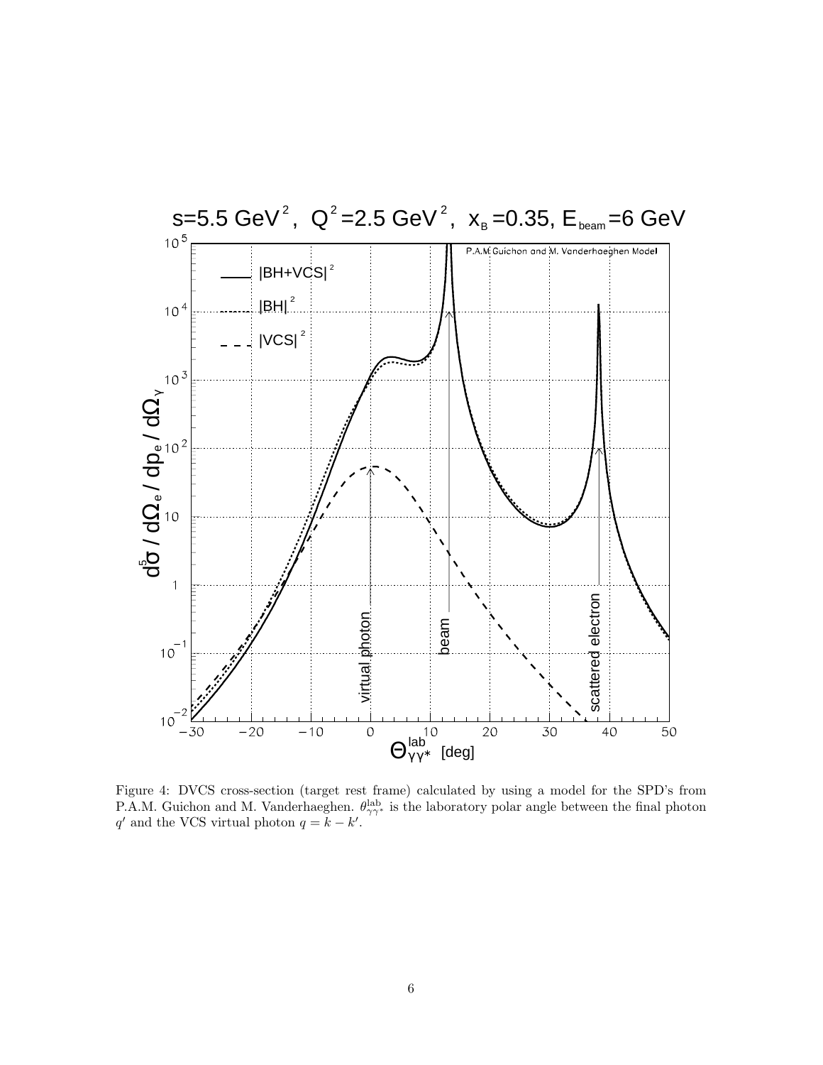Figure 4: DVCS cross-section (target rest frame) calculated by using a model for the SPD's from P.A.M. Guichon and M. Vanderhaeghen. $\theta^{\rm lab}_{\gamma\gamma^*}$ is the laboratory polar angle between the final photon $q'$ and the VCS virtual photon $q = k - k'$.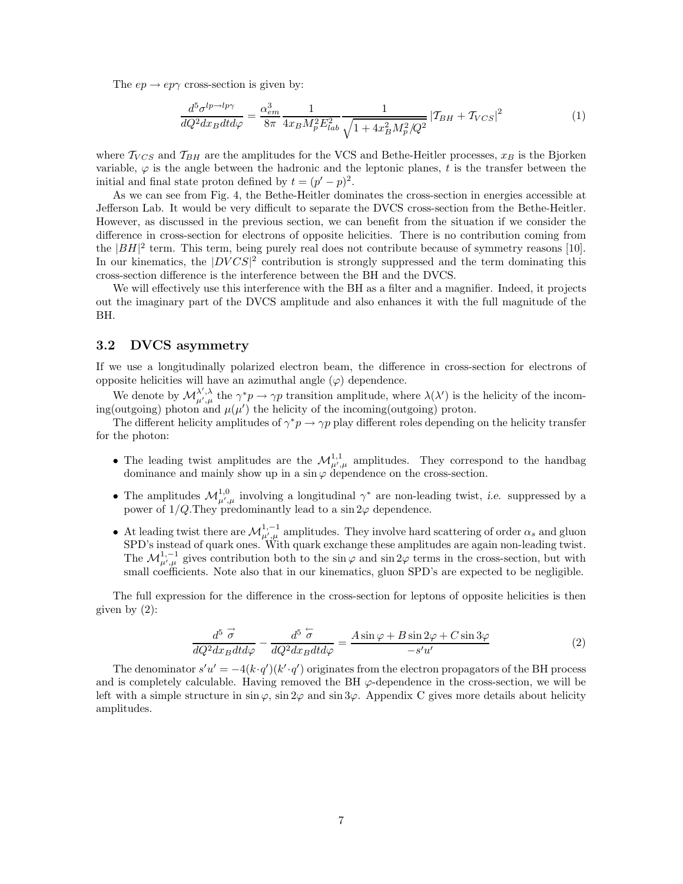The $ep \to ep\gamma$ cross-section is given by:

$$\frac{d^5\sigma^{lp\to lp\gamma}}{dQ^2 dx_B dt d\varphi} = \frac{\alpha_{em}^3}{8\pi} \frac{1}{4x_B M_p^2 E_{lab}^2} \frac{1}{\sqrt{1+4x_B^2 M_p^2/Q^2}} \left|\mathcal{T}_{BH} + \mathcal{T}_{VCS}\right|^2 \tag{1}$$

where $\mathcal{T}_{VCS}$ and $\mathcal{T}_{BH}$ are the amplitudes for the VCS and Bethe-Heitler processes, $x_B$ is the Bjorken variable, $\varphi$ is the angle between the hadronic and the leptonic planes, $t$ is the transfer between the initial and final state proton defined by $t = (p' - p)^2$.

As we can see from Fig. 4, the Bethe-Heitler dominates the cross-section in energies accessible at Jefferson Lab. It would be very difficult to separate the DVCS cross-section from the Bethe-Heitler. However, as discussed in the previous section, we can benefit from the situation if we consider the difference in cross-section for electrons of opposite helicities. There is no contribution coming from the $|BH|^2$ term. This term, being purely real does not contribute because of symmetry reasons [10]. In our kinematics, the $|DVCS|^2$ contribution is strongly suppressed and the term dominating this cross-section difference is the interference between the BH and the DVCS.

We will effectively use this interference with the BH as a filter and a magnifier. Indeed, it projects out the imaginary part of the DVCS amplitude and also enhances it with the full magnitude of the BH.

### 3.2 DVCS asymmetry

If we use a longitudinally polarized electron beam, the difference in cross-section for electrons of opposite helicities will have an azimuthal angle ($\varphi$) dependence.

We denote by $\mathcal{M}^{\lambda',\lambda}_{\mu',\mu}$ the $\gamma^* p \to \gamma p$ transition amplitude, where $\lambda(\lambda')$ is the helicity of the incoming(outgoing) photon and $\mu(\mu')$ the helicity of the incoming(outgoing) proton.

The different helicity amplitudes of $\gamma^* p \to \gamma p$ play different roles depending on the helicity transfer for the photon:

- The leading twist amplitudes are the $\mathcal{M}^{1,1}_{\mu',\mu}$ amplitudes. They correspond to the handbag dominance and mainly show up in a $\sin\varphi$ dependence on the cross-section.
- The amplitudes $\mathcal{M}^{1,0}_{\mu',\mu}$ involving a longitudinal $\gamma^*$ are non-leading twist, *i.e.* suppressed by a power of $1/Q$.They predominantly lead to a $\sin 2\varphi$ dependence.
- At leading twist there are $\mathcal{M}^{1,-1}_{\mu',\mu}$ amplitudes. They involve hard scattering of order $\alpha_s$ and gluon SPD's instead of quark ones. With quark exchange these amplitudes are again non-leading twist. The $\mathcal{M}^{1,-1}_{\mu',\mu}$ gives contribution both to the $\sin\varphi$ and $\sin 2\varphi$ terms in the cross-section, but with small coefficients. Note also that in our kinematics, gluon SPD's are expected to be negligible.

The full expression for the difference in the cross-section for leptons of opposite helicities is then given by (2):

$$\frac{d^5 \overrightarrow{\sigma}}{dQ^2 dx_B dt d\varphi} - \frac{d^5 \overleftarrow{\sigma}}{dQ^2 dx_B dt d\varphi} = \frac{A\sin\varphi + B\sin 2\varphi + C\sin 3\varphi}{-s'u'} \tag{2}$$

The denominator $s'u' = -4(k\cdot q')(k'\cdot q')$ originates from the electron propagators of the BH process and is completely calculable. Having removed the BH $\varphi$-dependence in the cross-section, we will be left with a simple structure in $\sin\varphi$, $\sin 2\varphi$ and $\sin 3\varphi$. Appendix C gives more details about helicity amplitudes.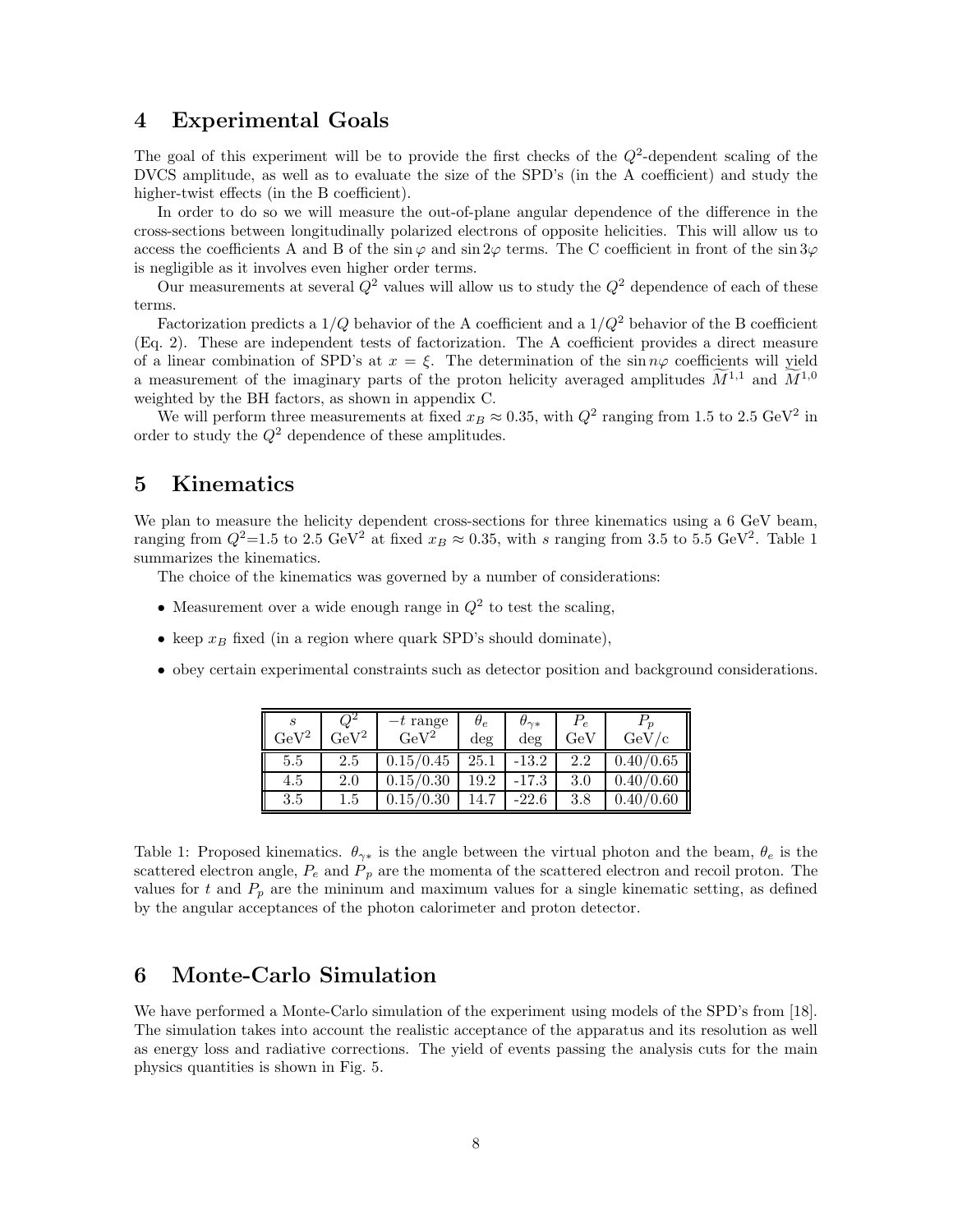## 4 Experimental Goals

The goal of this experiment will be to provide the first checks of the $Q^2$-dependent scaling of the DVCS amplitude, as well as to evaluate the size of the SPD's (in the A coefficient) and study the higher-twist effects (in the B coefficient).

In order to do so we will measure the out-of-plane angular dependence of the difference in the cross-sections between longitudinally polarized electrons of opposite helicities. This will allow us to access the coefficients A and B of the $\sin\varphi$ and $\sin 2\varphi$ terms. The C coefficient in front of the $\sin 3\varphi$ is negligible as it involves even higher order terms.

Our measurements at several $Q^2$ values will allow us to study the $Q^2$ dependence of each of these terms.

Factorization predicts a $1/Q$ behavior of the A coefficient and a $1/Q^2$ behavior of the B coefficient (Eq. 2). These are independent tests of factorization. The A coefficient provides a direct measure of a linear combination of SPD's at $x = \xi$. The determination of the $\sin n\varphi$ coefficients will yield a measurement of the imaginary parts of the proton helicity averaged amplitudes $\widetilde{M}^{1,1}$ and $\widetilde{M}^{1,0}$ weighted by the BH factors, as shown in appendix C.

We will perform three measurements at fixed $x_B \approx 0.35$, with $Q^2$ ranging from 1.5 to 2.5 GeV$^2$ in order to study the $Q^2$ dependence of these amplitudes.

## 5 Kinematics

We plan to measure the helicity dependent cross-sections for three kinematics using a 6 GeV beam, ranging from $Q^2$=1.5 to 2.5 GeV$^2$ at fixed $x_B \approx 0.35$, with $s$ ranging from 3.5 to 5.5 GeV$^2$. Table 1 summarizes the kinematics.

The choice of the kinematics was governed by a number of considerations:

- Measurement over a wide enough range in $Q^2$ to test the scaling,
- keep $x_B$ fixed (in a region where quark SPD's should dominate),
- obey certain experimental constraints such as detector position and background considerations.

| $s$ GeV$^2$ | $Q^2$ GeV$^2$ | $-t$ range GeV$^2$ | $\theta_e$ deg | $\theta_{\gamma*}$ deg | $P_e$ GeV | $P_p$ GeV/c |
|---|---|---|---|---|---|---|
| 5.5 | 2.5 | 0.15/0.45 | 25.1 | -13.2 | 2.2 | 0.40/0.65 |
| 4.5 | 2.0 | 0.15/0.30 | 19.2 | -17.3 | 3.0 | 0.40/0.60 |
| 3.5 | 1.5 | 0.15/0.30 | 14.7 | -22.6 | 3.8 | 0.40/0.60 |

Table 1: Proposed kinematics. $\theta_{\gamma*}$ is the angle between the virtual photon and the beam, $\theta_e$ is the scattered electron angle, $P_e$ and $P_p$ are the momenta of the scattered electron and recoil proton. The values for $t$ and $P_p$ are the mininum and maximum values for a single kinematic setting, as defined by the angular acceptances of the photon calorimeter and proton detector.

## 6 Monte-Carlo Simulation

We have performed a Monte-Carlo simulation of the experiment using models of the SPD's from [18]. The simulation takes into account the realistic acceptance of the apparatus and its resolution as well as energy loss and radiative corrections. The yield of events passing the analysis cuts for the main physics quantities is shown in Fig. 5.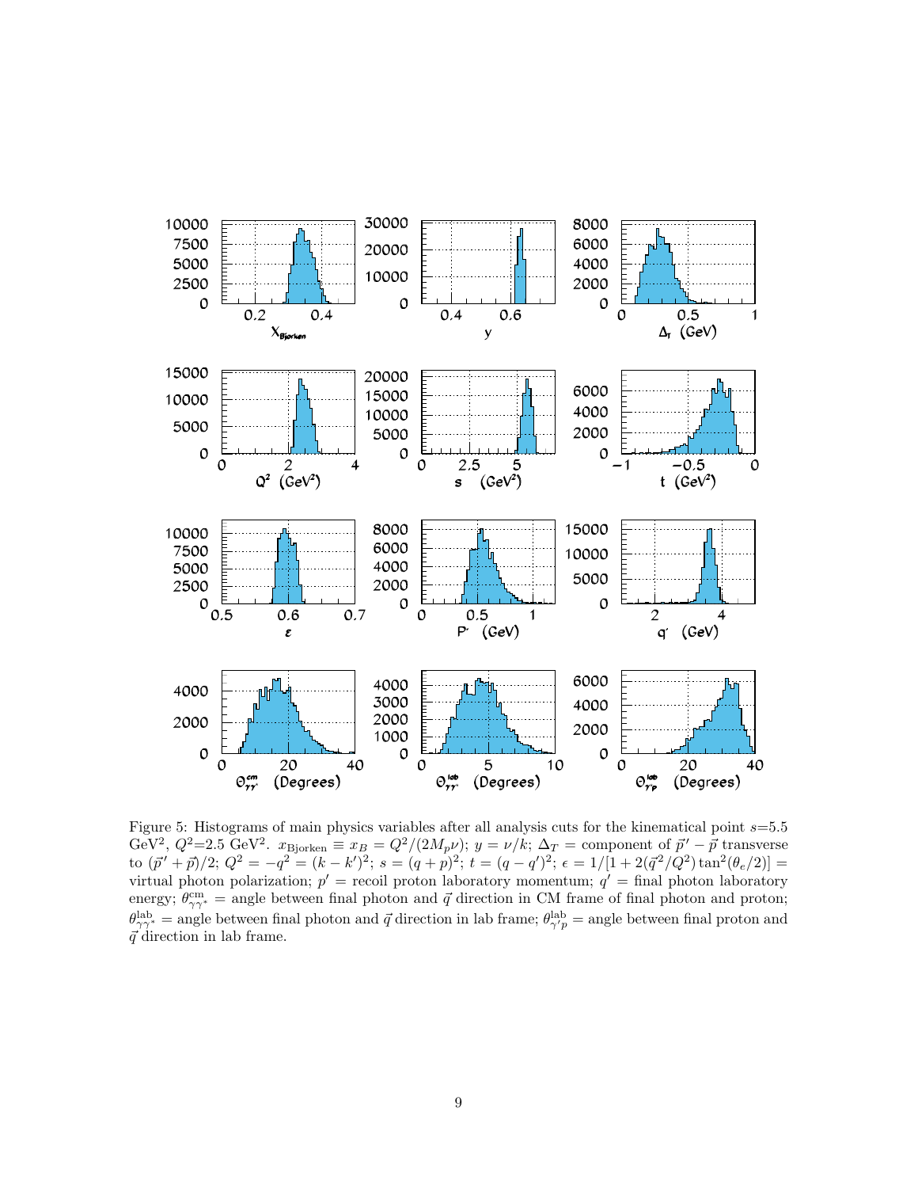Figure 5: Histograms of main physics variables after all analysis cuts for the kinematical point $s$=5.5 GeV$^2$, $Q^2$=2.5 GeV$^2$. $x_{\rm Bjorken} \equiv x_B = Q^2/(2M_p\nu)$; $y = \nu/k$; $\Delta_T$ = component of $\vec{p}\,' - \vec{p}$ transverse to $(\vec{p}\,' + \vec{p})/2$; $Q^2 = -q^2 = (k-k')^2$; $s = (q+p)^2$; $t = (q-q')^2$; $\epsilon = 1/[1 + 2(\vec{q}\,^2/Q^2)\tan^2(\theta_e/2)]$ = virtual photon polarization; $p'$ = recoil proton laboratory momentum; $q'$ = final photon laboratory energy; $\theta^{\rm cm}_{\gamma\gamma^*}$ = angle between final photon and $\vec{q}$ direction in CM frame of final photon and proton; $\theta^{\rm lab}_{\gamma\gamma^*}$ = angle between final photon and $\vec{q}$ direction in lab frame; $\theta^{\rm lab}_{\gamma' p}$ = angle between final proton and $\vec{q}$ direction in lab frame.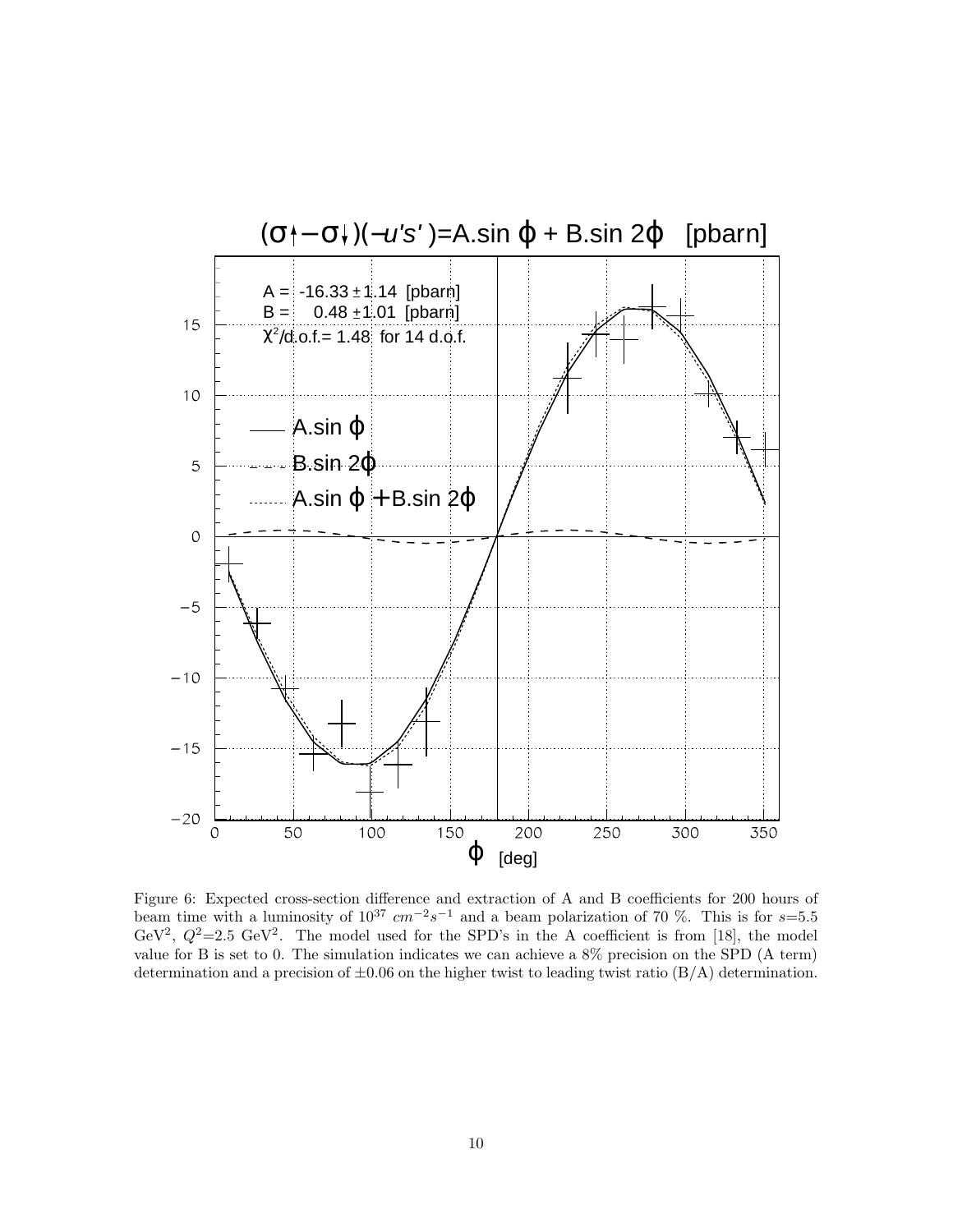Figure 6: Expected cross-section difference and extraction of A and B coefficients for 200 hours of beam time with a luminosity of $10^{37}$ $cm^{-2}s^{-1}$ and a beam polarization of 70 %. This is for $s$=5.5 GeV$^2$, $Q^2$=2.5 GeV$^2$. The model used for the SPD's in the A coefficient is from [18], the model value for B is set to 0. The simulation indicates we can achieve a 8% precision on the SPD (A term) determination and a precision of $\pm$0.06 on the higher twist to leading twist ratio (B/A) determination.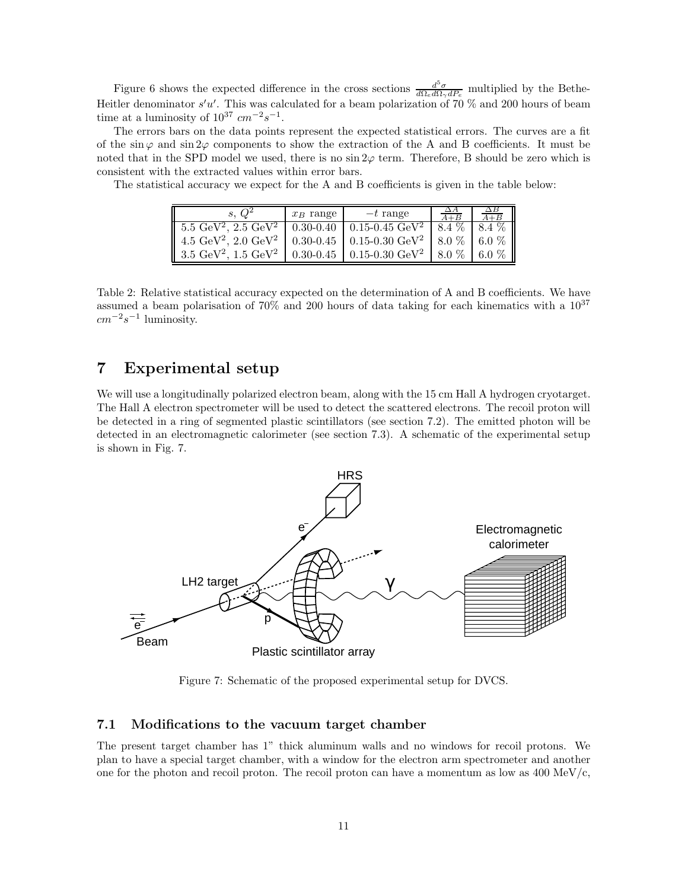Figure 6 shows the expected difference in the cross sections $\frac{d^5\sigma}{d\Omega_e d\Omega_\gamma dP_e}$ multiplied by the Bethe-Heitler denominator $s'u'$. This was calculated for a beam polarization of 70 % and 200 hours of beam time at a luminosity of $10^{37}\ cm^{-2}s^{-1}$.

The errors bars on the data points represent the expected statistical errors. The curves are a fit of the $\sin\varphi$ and $\sin 2\varphi$ components to show the extraction of the A and B coefficients. It must be noted that in the SPD model we used, there is no $\sin 2\varphi$ term. Therefore, B should be zero which is consistent with the extracted values within error bars.

The statistical accuracy we expect for the A and B coefficients is given in the table below:

| $s$, $Q^2$ | $x_B$ range | $-t$ range | $\frac{\Delta A}{A+B}$ | $\frac{\Delta B}{A+B}$ |
|---|---|---|---|---|
| 5.5 GeV$^2$, 2.5 GeV$^2$ | 0.30-0.40 | 0.15-0.45 GeV$^2$ | 8.4 % | 8.4 % |
| 4.5 GeV$^2$, 2.0 GeV$^2$ | 0.30-0.45 | 0.15-0.30 GeV$^2$ | 8.0 % | 6.0 % |
| 3.5 GeV$^2$, 1.5 GeV$^2$ | 0.30-0.45 | 0.15-0.30 GeV$^2$ | 8.0 % | 6.0 % |

Table 2: Relative statistical accuracy expected on the determination of A and B coefficients. We have assumed a beam polarisation of 70% and 200 hours of data taking for each kinematics with a $10^{37}$ $cm^{-2}s^{-1}$ luminosity.

## 7 Experimental setup

We will use a longitudinally polarized electron beam, along with the 15 cm Hall A hydrogen cryotarget. The Hall A electron spectrometer will be used to detect the scattered electrons. The recoil proton will be detected in a ring of segmented plastic scintillators (see section 7.2). The emitted photon will be detected in an electromagnetic calorimeter (see section 7.3). A schematic of the experimental setup is shown in Fig. 7.

Figure 7: Schematic of the proposed experimental setup for DVCS.

### 7.1 Modifications to the vacuum target chamber

The present target chamber has 1" thick aluminum walls and no windows for recoil protons. We plan to have a special target chamber, with a window for the electron arm spectrometer and another one for the photon and recoil proton. The recoil proton can have a momentum as low as 400 MeV/c,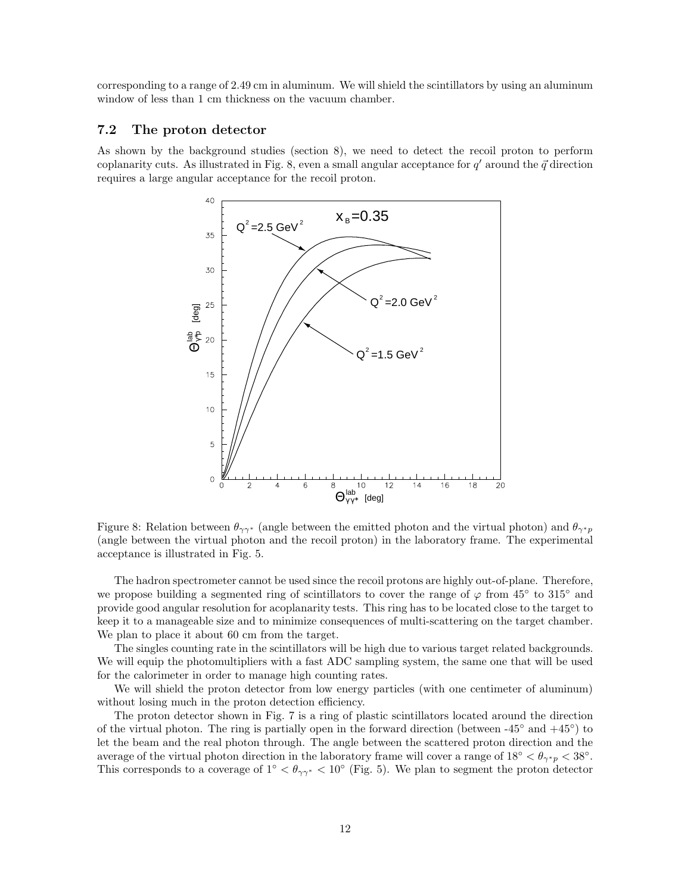corresponding to a range of 2.49 cm in aluminum. We will shield the scintillators by using an aluminum window of less than 1 cm thickness on the vacuum chamber.

### 7.2 The proton detector

As shown by the background studies (section 8), we need to detect the recoil proton to perform coplanarity cuts. As illustrated in Fig. 8, even a small angular acceptance for $q'$ around the $\vec{q}$ direction requires a large angular acceptance for the recoil proton.

Figure 8: Relation between $\theta_{\gamma\gamma^*}$ (angle between the emitted photon and the virtual photon) and $\theta_{\gamma^* p}$ (angle between the virtual photon and the recoil proton) in the laboratory frame. The experimental acceptance is illustrated in Fig. 5.

The hadron spectrometer cannot be used since the recoil protons are highly out-of-plane. Therefore, we propose building a segmented ring of scintillators to cover the range of $\varphi$ from 45° to 315° and provide good angular resolution for acoplanarity tests. This ring has to be located close to the target to keep it to a manageable size and to minimize consequences of multi-scattering on the target chamber. We plan to place it about 60 cm from the target.

The singles counting rate in the scintillators will be high due to various target related backgrounds. We will equip the photomultipliers with a fast ADC sampling system, the same one that will be used for the calorimeter in order to manage high counting rates.

We will shield the proton detector from low energy particles (with one centimeter of aluminum) without losing much in the proton detection efficiency.

The proton detector shown in Fig. 7 is a ring of plastic scintillators located around the direction of the virtual photon. The ring is partially open in the forward direction (between -45° and +45°) to let the beam and the real photon through. The angle between the scattered proton direction and the average of the virtual photon direction in the laboratory frame will cover a range of $18° < \theta_{\gamma^* p} < 38°$. This corresponds to a coverage of $1° < \theta_{\gamma\gamma^*} < 10°$ (Fig. 5). We plan to segment the proton detector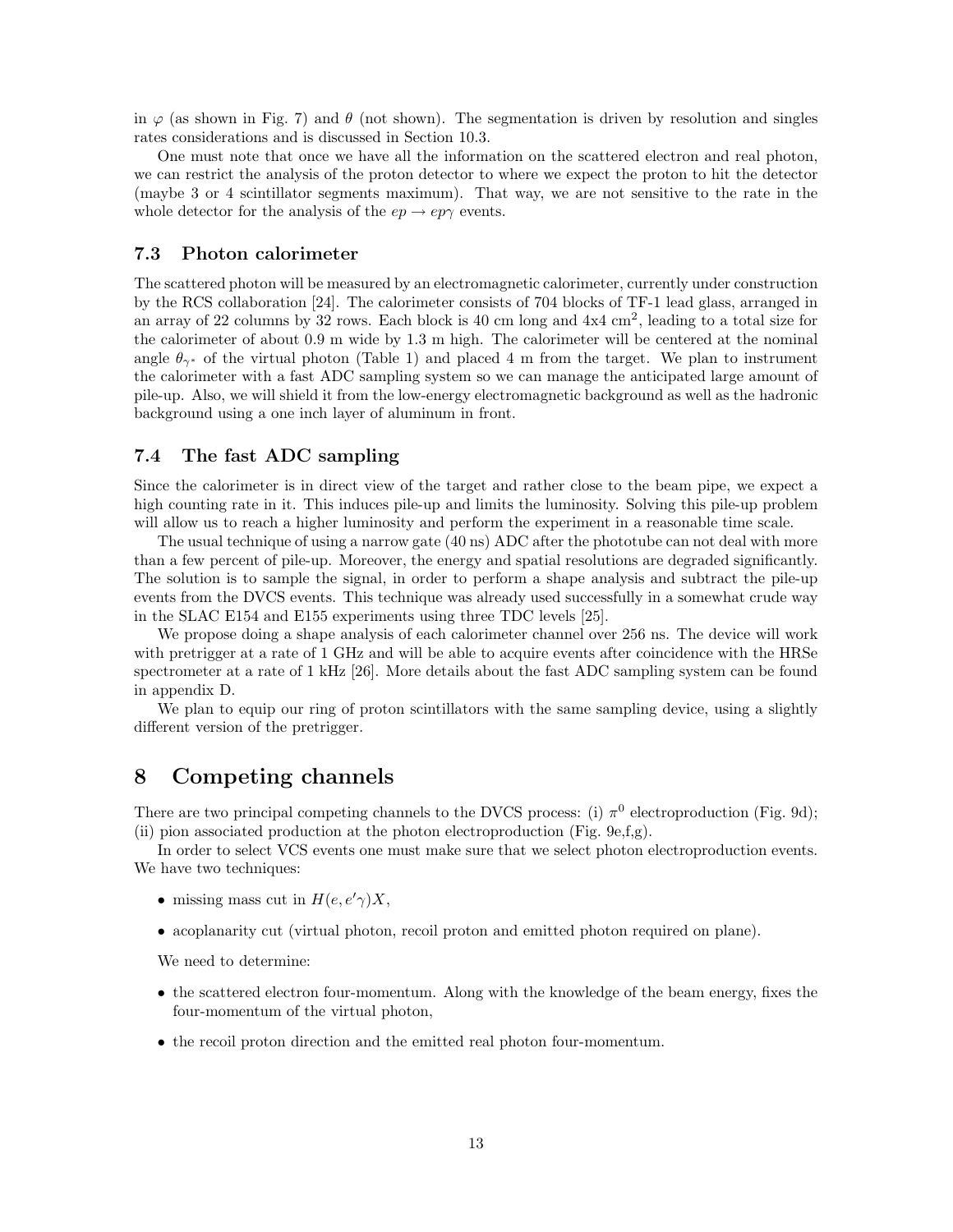in $\varphi$ (as shown in Fig. 7) and $\theta$ (not shown). The segmentation is driven by resolution and singles rates considerations and is discussed in Section 10.3.

One must note that once we have all the information on the scattered electron and real photon, we can restrict the analysis of the proton detector to where we expect the proton to hit the detector (maybe 3 or 4 scintillator segments maximum). That way, we are not sensitive to the rate in the whole detector for the analysis of the $ep \rightarrow ep\gamma$ events.

### 7.3 Photon calorimeter

The scattered photon will be measured by an electromagnetic calorimeter, currently under construction by the RCS collaboration [24]. The calorimeter consists of 704 blocks of TF-1 lead glass, arranged in an array of 22 columns by 32 rows. Each block is 40 cm long and 4x4 cm$^2$, leading to a total size for the calorimeter of about 0.9 m wide by 1.3 m high. The calorimeter will be centered at the nominal angle $\theta_{\gamma^*}$ of the virtual photon (Table 1) and placed 4 m from the target. We plan to instrument the calorimeter with a fast ADC sampling system so we can manage the anticipated large amount of pile-up. Also, we will shield it from the low-energy electromagnetic background as well as the hadronic background using a one inch layer of aluminum in front.

### 7.4 The fast ADC sampling

Since the calorimeter is in direct view of the target and rather close to the beam pipe, we expect a high counting rate in it. This induces pile-up and limits the luminosity. Solving this pile-up problem will allow us to reach a higher luminosity and perform the experiment in a reasonable time scale.

The usual technique of using a narrow gate (40 ns) ADC after the phototube can not deal with more than a few percent of pile-up. Moreover, the energy and spatial resolutions are degraded significantly. The solution is to sample the signal, in order to perform a shape analysis and subtract the pile-up events from the DVCS events. This technique was already used successfully in a somewhat crude way in the SLAC E154 and E155 experiments using three TDC levels [25].

We propose doing a shape analysis of each calorimeter channel over 256 ns. The device will work with pretrigger at a rate of 1 GHz and will be able to acquire events after coincidence with the HRSe spectrometer at a rate of 1 kHz [26]. More details about the fast ADC sampling system can be found in appendix D.

We plan to equip our ring of proton scintillators with the same sampling device, using a slightly different version of the pretrigger.

## 8 Competing channels

There are two principal competing channels to the DVCS process: (i) $\pi^0$ electroproduction (Fig. 9d); (ii) pion associated production at the photon electroproduction (Fig. 9e,f,g).

In order to select VCS events one must make sure that we select photon electroproduction events. We have two techniques:

- missing mass cut in $H(e, e'\gamma)X$,
- acoplanarity cut (virtual photon, recoil proton and emitted photon required on plane).

We need to determine:

- the scattered electron four-momentum. Along with the knowledge of the beam energy, fixes the four-momentum of the virtual photon,
- the recoil proton direction and the emitted real photon four-momentum.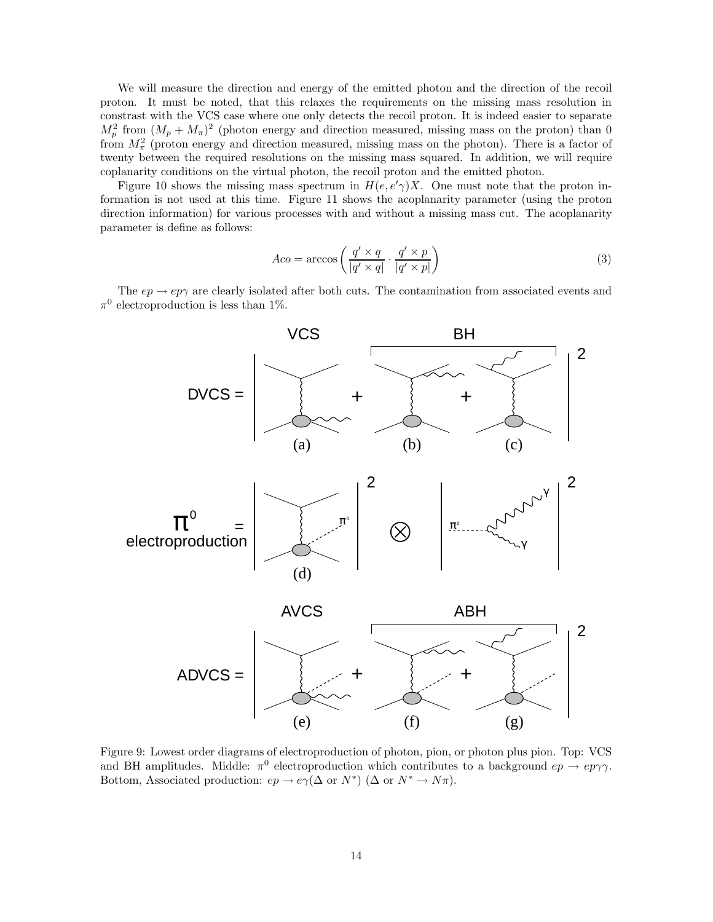We will measure the direction and energy of the emitted photon and the direction of the recoil proton. It must be noted, that this relaxes the requirements on the missing mass resolution in constrast with the VCS case where one only detects the recoil proton. It is indeed easier to separate $M_p^2$ from $(M_p + M_\pi)^2$ (photon energy and direction measured, missing mass on the proton) than 0 from $M_\pi^2$ (proton energy and direction measured, missing mass on the photon). There is a factor of twenty between the required resolutions on the missing mass squared. In addition, we will require coplanarity conditions on the virtual photon, the recoil proton and the emitted photon.

Figure 10 shows the missing mass spectrum in $H(e, e'\gamma)X$. One must note that the proton information is not used at this time. Figure 11 shows the acoplanarity parameter (using the proton direction information) for various processes with and without a missing mass cut. The acoplanarity parameter is define as follows:

$$Aco = \arccos\left(\frac{q' \times q}{|q' \times q|} \cdot \frac{q' \times p}{|q' \times p|}\right) \tag{3}$$

The $ep \to ep\gamma$ are clearly isolated after both cuts. The contamination from associated events and $\pi^0$ electroproduction is less than 1%.

Figure 9: Lowest order diagrams of electroproduction of photon, pion, or photon plus pion. Top: VCS and BH amplitudes. Middle: $\pi^0$ electroproduction which contributes to a background $ep \to ep\gamma\gamma$. Bottom, Associated production: $ep \to e\gamma(\Delta \text{ or } N^*)$ ($\Delta$ or $N^* \to N\pi$).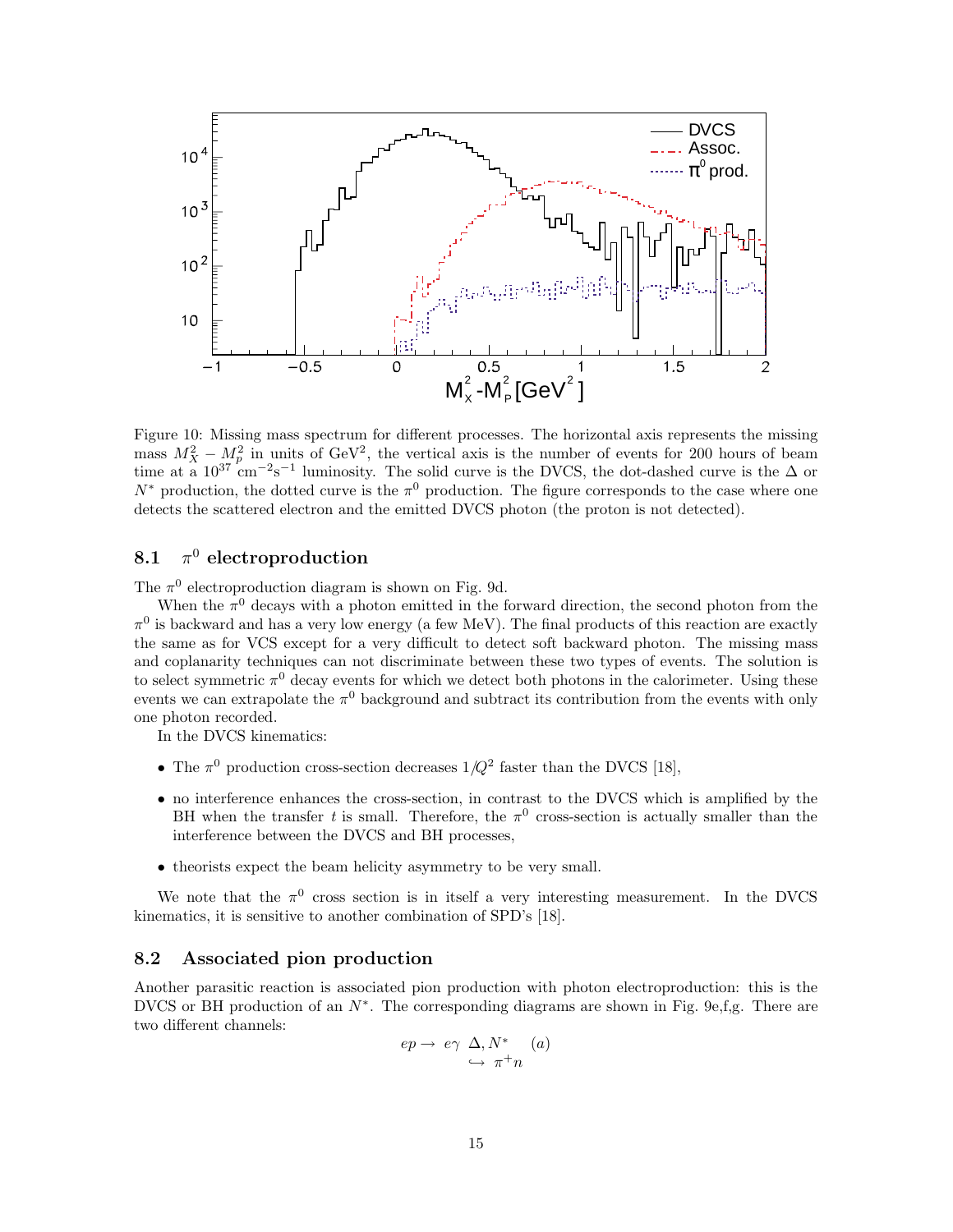Figure 10: Missing mass spectrum for different processes. The horizontal axis represents the missing mass $M_X^2 - M_p^2$ in units of GeV$^2$, the vertical axis is the number of events for 200 hours of beam time at a $10^{37}$ cm$^{-2}$s$^{-1}$ luminosity. The solid curve is the DVCS, the dot-dashed curve is the $\Delta$ or $N^*$ production, the dotted curve is the $\pi^0$ production. The figure corresponds to the case where one detects the scattered electron and the emitted DVCS photon (the proton is not detected).

### 8.1 $\pi^0$ electroproduction

The $\pi^0$ electroproduction diagram is shown on Fig. 9d.

When the $\pi^0$ decays with a photon emitted in the forward direction, the second photon from the $\pi^0$ is backward and has a very low energy (a few MeV). The final products of this reaction are exactly the same as for VCS except for a very difficult to detect soft backward photon. The missing mass and coplanarity techniques can not discriminate between these two types of events. The solution is to select symmetric $\pi^0$ decay events for which we detect both photons in the calorimeter. Using these events we can extrapolate the $\pi^0$ background and subtract its contribution from the events with only one photon recorded.

In the DVCS kinematics:

- The $\pi^0$ production cross-section decreases $1/Q^2$ faster than the DVCS [18],
- no interference enhances the cross-section, in contrast to the DVCS which is amplified by the BH when the transfer $t$ is small. Therefore, the $\pi^0$ cross-section is actually smaller than the interference between the DVCS and BH processes,
- theorists expect the beam helicity asymmetry to be very small.

We note that the $\pi^0$ cross section is in itself a very interesting measurement. In the DVCS kinematics, it is sensitive to another combination of SPD's [18].

### 8.2 Associated pion production

Another parasitic reaction is associated pion production with photon electroproduction: this is the DVCS or BH production of an $N^*$. The corresponding diagrams are shown in Fig. 9e,f,g. There are two different channels:

$$ep \rightarrow e\gamma \; \underset{\hookrightarrow \; \pi^+ n}{\Delta, N^*} \quad (a)$$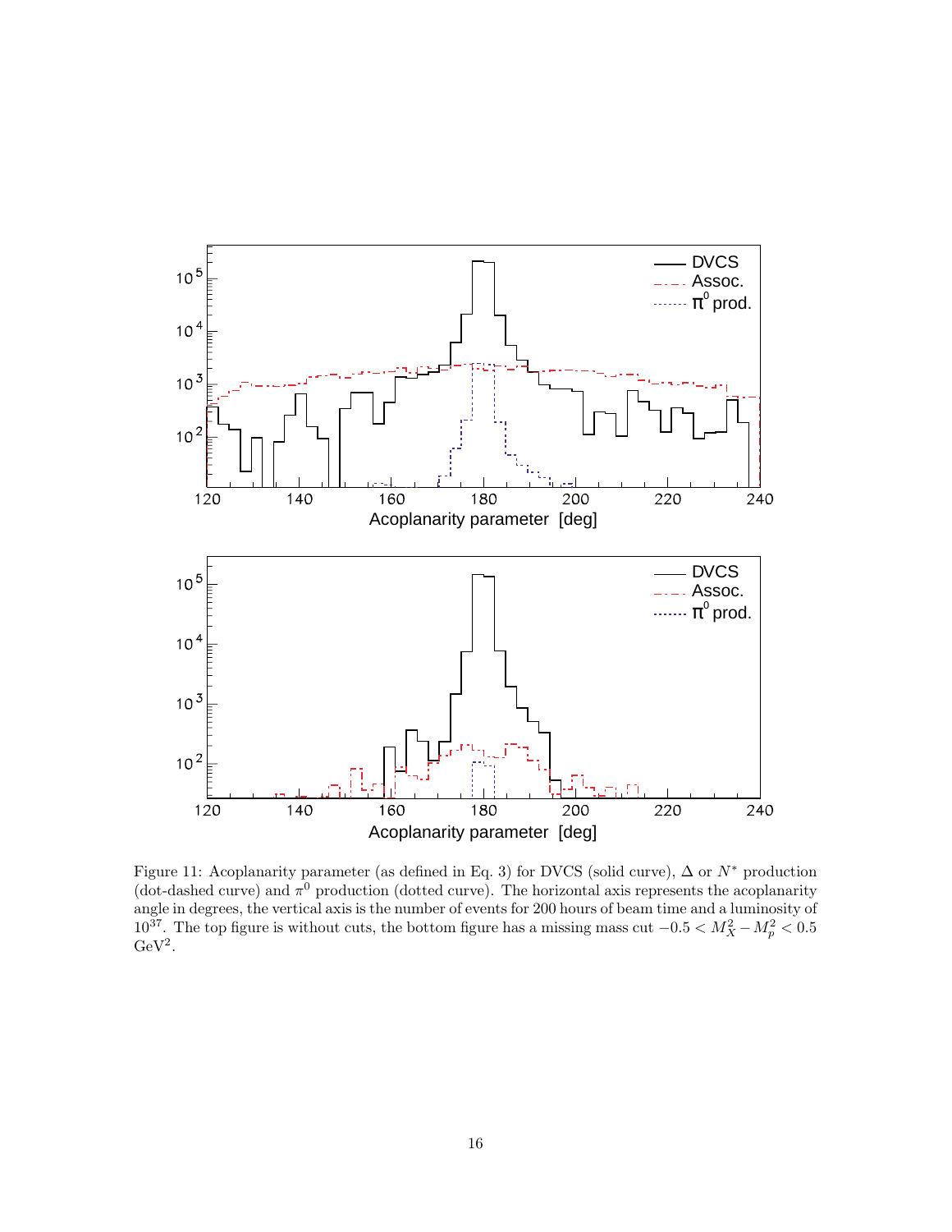Figure 11: Acoplanarity parameter (as defined in Eq. 3) for DVCS (solid curve), $\Delta$ or $N^*$ production (dot-dashed curve) and $\pi^0$ production (dotted curve). The horizontal axis represents the acoplanarity angle in degrees, the vertical axis is the number of events for 200 hours of beam time and a luminosity of $10^{37}$. The top figure is without cuts, the bottom figure has a missing mass cut $-0.5 < M_X^2 - M_p^2 < 0.5$ GeV$^2$.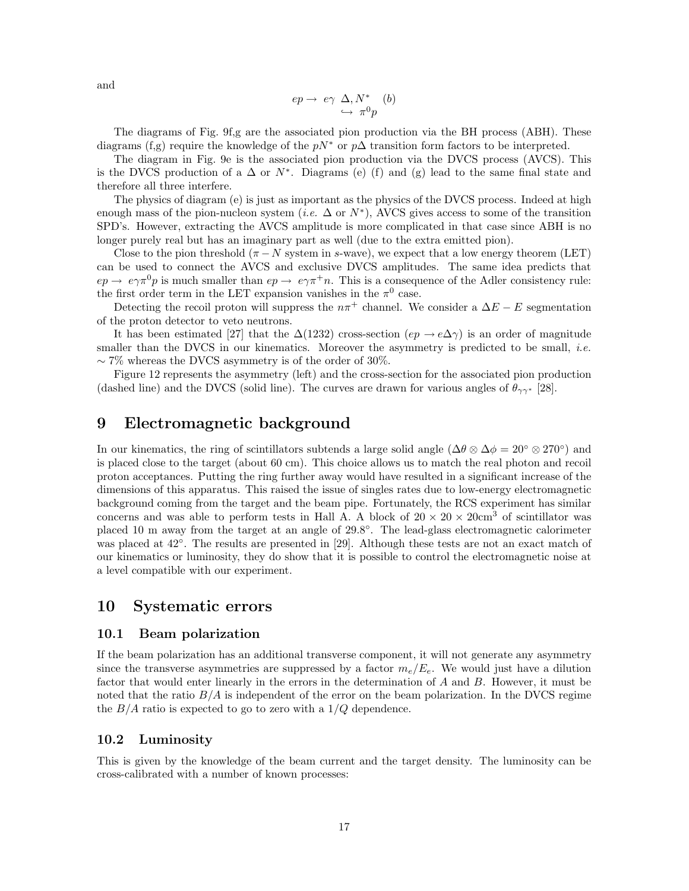and

$$ep \to e\gamma \ \Delta, N^* \quad (b)$$
$$\hookrightarrow \pi^0 p$$

The diagrams of Fig. 9f,g are the associated pion production via the BH process (ABH). These diagrams (f,g) require the knowledge of the $pN^*$ or $p\Delta$ transition form factors to be interpreted.

The diagram in Fig. 9e is the associated pion production via the DVCS process (AVCS). This is the DVCS production of a $\Delta$ or $N^*$. Diagrams (e) (f) and (g) lead to the same final state and therefore all three interfere.

The physics of diagram (e) is just as important as the physics of the DVCS process. Indeed at high enough mass of the pion-nucleon system (*i.e.* $\Delta$ or $N^*$), AVCS gives access to some of the transition SPD's. However, extracting the AVCS amplitude is more complicated in that case since ABH is no longer purely real but has an imaginary part as well (due to the extra emitted pion).

Close to the pion threshold ($\pi - N$ system in $s$-wave), we expect that a low energy theorem (LET) can be used to connect the AVCS and exclusive DVCS amplitudes. The same idea predicts that $ep \to e\gamma\pi^0 p$ is much smaller than $ep \to e\gamma\pi^+ n$. This is a consequence of the Adler consistency rule: the first order term in the LET expansion vanishes in the $\pi^0$ case.

Detecting the recoil proton will suppress the $n\pi^+$ channel. We consider a $\Delta E - E$ segmentation of the proton detector to veto neutrons.

It has been estimated [27] that the $\Delta(1232)$ cross-section ($ep \to e\Delta\gamma$) is an order of magnitude smaller than the DVCS in our kinematics. Moreover the asymmetry is predicted to be small, *i.e.* $\sim 7\%$ whereas the DVCS asymmetry is of the order of 30%.

Figure 12 represents the asymmetry (left) and the cross-section for the associated pion production (dashed line) and the DVCS (solid line). The curves are drawn for various angles of $\theta_{\gamma\gamma^*}$ [28].

# 9 Electromagnetic background

In our kinematics, the ring of scintillators subtends a large solid angle ($\Delta\theta \otimes \Delta\phi = 20^\circ \otimes 270^\circ$) and is placed close to the target (about 60 cm). This choice allows us to match the real photon and recoil proton acceptances. Putting the ring further away would have resulted in a significant increase of the dimensions of this apparatus. This raised the issue of singles rates due to low-energy electromagnetic background coming from the target and the beam pipe. Fortunately, the RCS experiment has similar concerns and was able to perform tests in Hall A. A block of $20 \times 20 \times 20\text{cm}^3$ of scintillator was placed 10 m away from the target at an angle of $29.8^\circ$. The lead-glass electromagnetic calorimeter was placed at $42^\circ$. The results are presented in [29]. Although these tests are not an exact match of our kinematics or luminosity, they do show that it is possible to control the electromagnetic noise at a level compatible with our experiment.

# 10 Systematic errors

## 10.1 Beam polarization

If the beam polarization has an additional transverse component, it will not generate any asymmetry since the transverse asymmetries are suppressed by a factor $m_e/E_e$. We would just have a dilution factor that would enter linearly in the errors in the determination of $A$ and $B$. However, it must be noted that the ratio $B/A$ is independent of the error on the beam polarization. In the DVCS regime the $B/A$ ratio is expected to go to zero with a $1/Q$ dependence.

## 10.2 Luminosity

This is given by the knowledge of the beam current and the target density. The luminosity can be cross-calibrated with a number of known processes: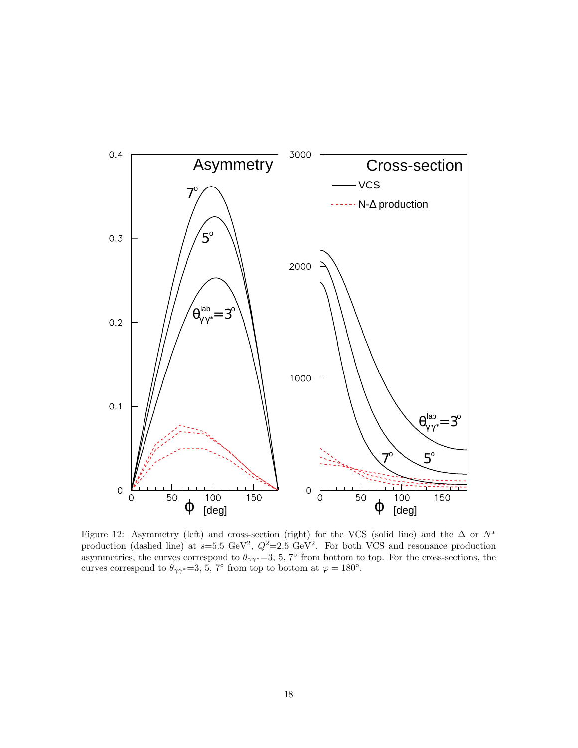Figure 12: Asymmetry (left) and cross-section (right) for the VCS (solid line) and the $\Delta$ or $N^*$ production (dashed line) at $s$=5.5 GeV$^2$, $Q^2$=2.5 GeV$^2$. For both VCS and resonance production asymmetries, the curves correspond to $\theta_{\gamma\gamma^*}$=3, 5, 7° from bottom to top. For the cross-sections, the curves correspond to $\theta_{\gamma\gamma^*}$=3, 5, 7° from top to bottom at $\varphi = 180°$.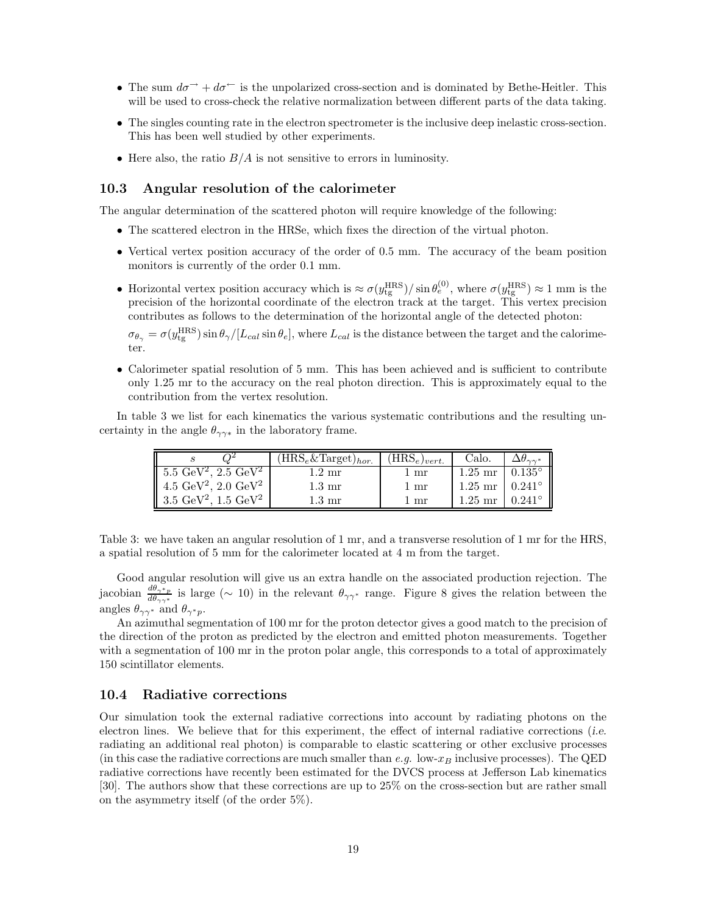- The sum $d\sigma^{\rightarrow} + d\sigma^{\leftarrow}$ is the unpolarized cross-section and is dominated by Bethe-Heitler. This will be used to cross-check the relative normalization between different parts of the data taking.
- The singles counting rate in the electron spectrometer is the inclusive deep inelastic cross-section. This has been well studied by other experiments.
- Here also, the ratio $B/A$ is not sensitive to errors in luminosity.

### 10.3 Angular resolution of the calorimeter

The angular determination of the scattered photon will require knowledge of the following:

- The scattered electron in the HRSe, which fixes the direction of the virtual photon.
- Vertical vertex position accuracy of the order of 0.5 mm. The accuracy of the beam position monitors is currently of the order 0.1 mm.
- Horizontal vertex position accuracy which is $\approx \sigma(y_{\rm tg}^{\rm HRS})/\sin\theta_e^{(0)}$, where $\sigma(y_{\rm tg}^{\rm HRS}) \approx 1$ mm is the precision of the horizontal coordinate of the electron track at the target. This vertex precision contributes as follows to the determination of the horizontal angle of the detected photon:

  $\sigma_{\theta_\gamma} = \sigma(y_{\rm tg}^{\rm HRS})\sin\theta_\gamma/[L_{cal}\sin\theta_e]$, where $L_{cal}$ is the distance between the target and the calorimeter.
- Calorimeter spatial resolution of 5 mm. This has been achieved and is sufficient to contribute only 1.25 mr to the accuracy on the real photon direction. This is approximately equal to the contribution from the vertex resolution.

In table 3 we list for each kinematics the various systematic contributions and the resulting uncertainty in the angle $\theta_{\gamma\gamma*}$ in the laboratory frame.

| $s$ $\quad Q^2$ | $(\text{HRS}_e\&\text{Target})_{hor.}$ | $(\text{HRS}_e)_{vert.}$ | Calo. | $\Delta\theta_{\gamma\gamma^*}$ |
|---|---|---|---|---|
| 5.5 GeV$^2$, 2.5 GeV$^2$ | 1.2 mr | 1 mr | 1.25 mr | 0.135° |
| 4.5 GeV$^2$, 2.0 GeV$^2$ | 1.3 mr | 1 mr | 1.25 mr | 0.241° |
| 3.5 GeV$^2$, 1.5 GeV$^2$ | 1.3 mr | 1 mr | 1.25 mr | 0.241° |

Table 3: we have taken an angular resolution of 1 mr, and a transverse resolution of 1 mr for the HRS, a spatial resolution of 5 mm for the calorimeter located at 4 m from the target.

Good angular resolution will give us an extra handle on the associated production rejection. The jacobian $\frac{d\theta_{\gamma^*p}}{d\theta_{\gamma\gamma^*}}$ is large ($\sim$ 10) in the relevant $\theta_{\gamma\gamma^*}$ range. Figure 8 gives the relation between the angles $\theta_{\gamma\gamma^*}$ and $\theta_{\gamma^*p}$.

An azimuthal segmentation of 100 mr for the proton detector gives a good match to the precision of the direction of the proton as predicted by the electron and emitted photon measurements. Together with a segmentation of 100 mr in the proton polar angle, this corresponds to a total of approximately 150 scintillator elements.

### 10.4 Radiative corrections

Our simulation took the external radiative corrections into account by radiating photons on the electron lines. We believe that for this experiment, the effect of internal radiative corrections (*i.e.* radiating an additional real photon) is comparable to elastic scattering or other exclusive processes (in this case the radiative corrections are much smaller than *e.g.* low-$x_B$ inclusive processes). The QED radiative corrections have recently been estimated for the DVCS process at Jefferson Lab kinematics [30]. The authors show that these corrections are up to 25% on the cross-section but are rather small on the asymmetry itself (of the order 5%).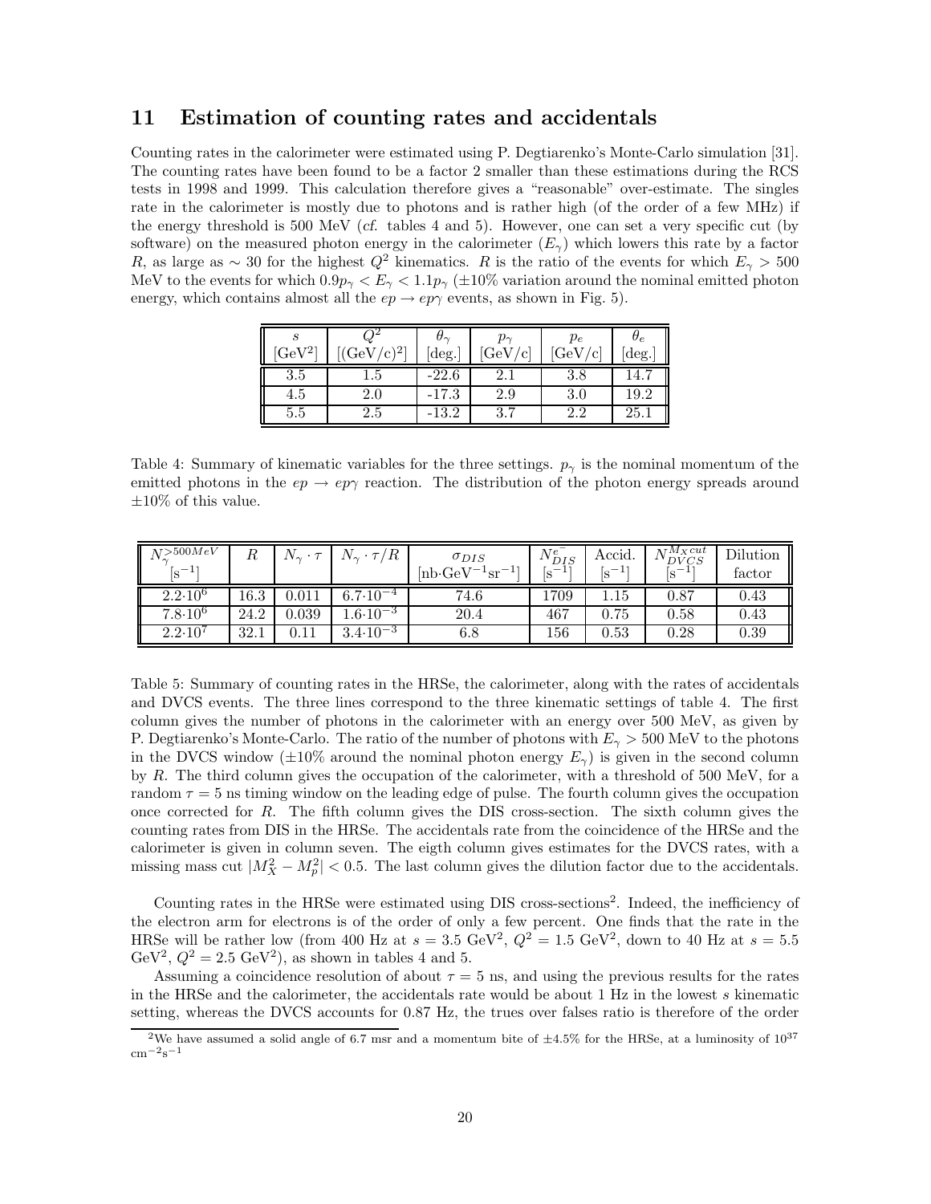## 11 Estimation of counting rates and accidentals

Counting rates in the calorimeter were estimated using P. Degtiarenko's Monte-Carlo simulation [31]. The counting rates have been found to be a factor 2 smaller than these estimations during the RCS tests in 1998 and 1999. This calculation therefore gives a "reasonable" over-estimate. The singles rate in the calorimeter is mostly due to photons and is rather high (of the order of a few MHz) if the energy threshold is 500 MeV (*cf.* tables 4 and 5). However, one can set a very specific cut (by software) on the measured photon energy in the calorimeter ($E_\gamma$) which lowers this rate by a factor $R$, as large as $\sim 30$ for the highest $Q^2$ kinematics. $R$ is the ratio of the events for which $E_\gamma > 500$ MeV to the events for which $0.9p_\gamma < E_\gamma < 1.1p_\gamma$ ($\pm 10\%$ variation around the nominal emitted photon energy, which contains almost all the $ep \to ep\gamma$ events, as shown in Fig. 5).

| $s$ [GeV$^2$] | $Q^2$ [(GeV/c)$^2$] | $\theta_\gamma$ [deg.] | $p_\gamma$ [GeV/c] | $p_e$ [GeV/c] | $\theta_e$ [deg.] |
|---|---|---|---|---|---|
| 3.5 | 1.5 | -22.6 | 2.1 | 3.8 | 14.7 |
| 4.5 | 2.0 | -17.3 | 2.9 | 3.0 | 19.2 |
| 5.5 | 2.5 | -13.2 | 3.7 | 2.2 | 25.1 |

Table 4: Summary of kinematic variables for the three settings. $p_\gamma$ is the nominal momentum of the emitted photons in the $ep \to ep\gamma$ reaction. The distribution of the photon energy spreads around $\pm 10\%$ of this value.

| $N_\gamma^{>500MeV}$ [s$^{-1}$] | $R$ | $N_\gamma \cdot \tau$ | $N_\gamma \cdot \tau / R$ | $\sigma_{DIS}$ [nb$\cdot$GeV$^{-1}$sr$^{-1}$] | $N_{DIS}^{e^-}$ [s$^{-1}$] | Accid. [s$^{-1}$] | $N_{DVCS}^{M_X cut}$ [s$^{-1}$] | Dilution factor |
|---|---|---|---|---|---|---|---|---|
| $2.2 \cdot 10^6$ | 16.3 | 0.011 | $6.7 \cdot 10^{-4}$ | 74.6 | 1709 | 1.15 | 0.87 | 0.43 |
| $7.8 \cdot 10^6$ | 24.2 | 0.039 | $1.6 \cdot 10^{-3}$ | 20.4 | 467 | 0.75 | 0.58 | 0.43 |
| $2.2 \cdot 10^7$ | 32.1 | 0.11 | $3.4 \cdot 10^{-3}$ | 6.8 | 156 | 0.53 | 0.28 | 0.39 |

Table 5: Summary of counting rates in the HRSe, the calorimeter, along with the rates of accidentals and DVCS events. The three lines correspond to the three kinematic settings of table 4. The first column gives the number of photons in the calorimeter with an energy over 500 MeV, as given by P. Degtiarenko's Monte-Carlo. The ratio of the number of photons with $E_\gamma > 500$ MeV to the photons in the DVCS window ($\pm 10\%$ around the nominal photon energy $E_\gamma$) is given in the second column by $R$. The third column gives the occupation of the calorimeter, with a threshold of 500 MeV, for a random $\tau = 5$ ns timing window on the leading edge of pulse. The fourth column gives the occupation once corrected for $R$. The fifth column gives the DIS cross-section. The sixth column gives the counting rates from DIS in the HRSe. The accidentals rate from the coincidence of the HRSe and the calorimeter is given in column seven. The eigth column gives estimates for the DVCS rates, with a missing mass cut $|M_X^2 - M_p^2| < 0.5$. The last column gives the dilution factor due to the accidentals.

Counting rates in the HRSe were estimated using DIS cross-sections[2]. Indeed, the inefficiency of the electron arm for electrons is of the order of only a few percent. One finds that the rate in the HRSe will be rather low (from 400 Hz at $s = 3.5$ GeV$^2$, $Q^2 = 1.5$ GeV$^2$, down to 40 Hz at $s = 5.5$ GeV$^2$, $Q^2 = 2.5$ GeV$^2$), as shown in tables 4 and 5.

Assuming a coincidence resolution of about $\tau = 5$ ns, and using the previous results for the rates in the HRSe and the calorimeter, the accidentals rate would be about 1 Hz in the lowest $s$ kinematic setting, whereas the DVCS accounts for 0.87 Hz, the trues over falses ratio is therefore of the order

[2] We have assumed a solid angle of 6.7 msr and a momentum bite of $\pm 4.5\%$ for the HRSe, at a luminosity of $10^{37}$ cm$^{-2}$s$^{-1}$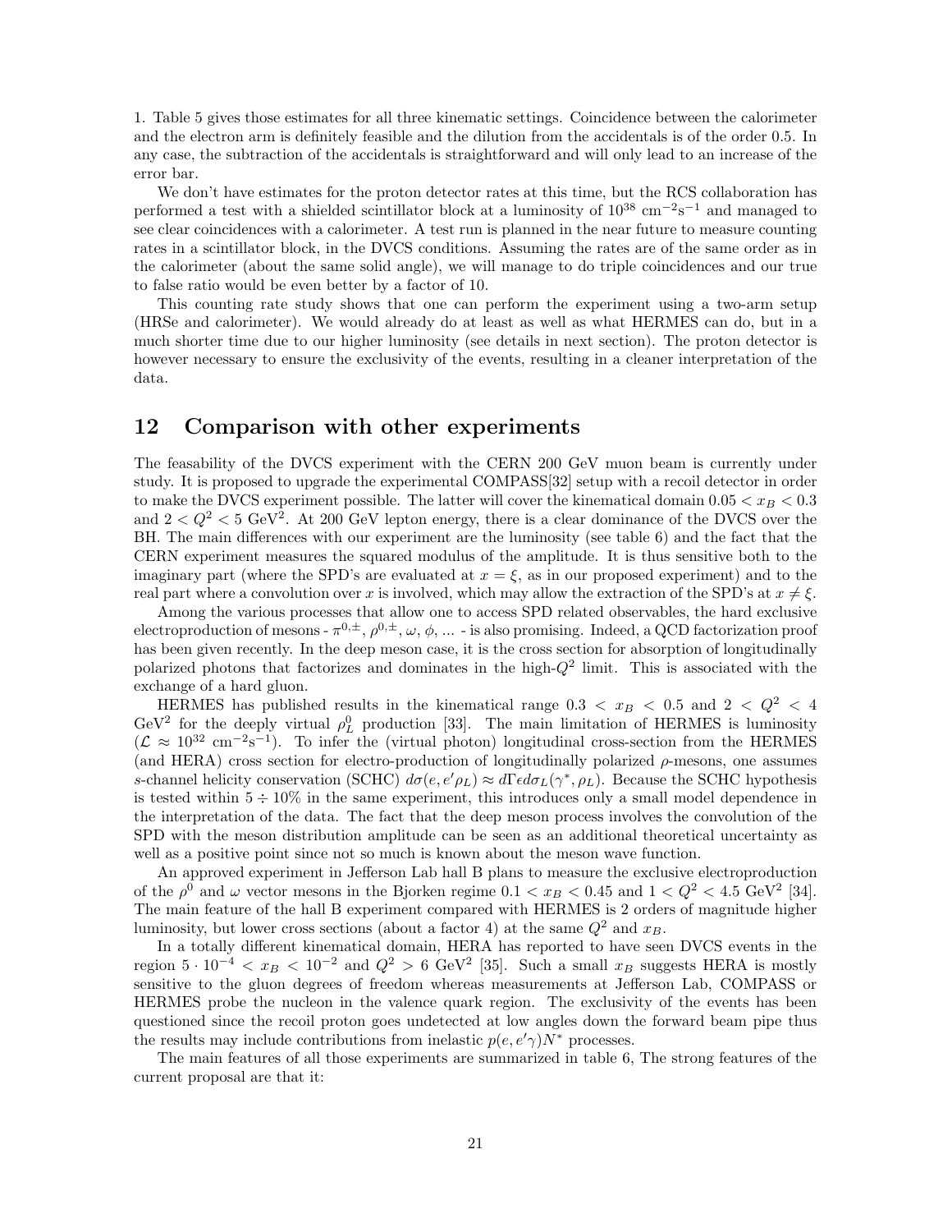1. Table 5 gives those estimates for all three kinematic settings. Coincidence between the calorimeter and the electron arm is definitely feasible and the dilution from the accidentals is of the order 0.5. In any case, the subtraction of the accidentals is straightforward and will only lead to an increase of the error bar.

We don't have estimates for the proton detector rates at this time, but the RCS collaboration has performed a test with a shielded scintillator block at a luminosity of $10^{38}$ cm$^{-2}$s$^{-1}$ and managed to see clear coincidences with a calorimeter. A test run is planned in the near future to measure counting rates in a scintillator block, in the DVCS conditions. Assuming the rates are of the same order as in the calorimeter (about the same solid angle), we will manage to do triple coincidences and our true to false ratio would be even better by a factor of 10.

This counting rate study shows that one can perform the experiment using a two-arm setup (HRSe and calorimeter). We would already do at least as well as what HERMES can do, but in a much shorter time due to our higher luminosity (see details in next section). The proton detector is however necessary to ensure the exclusivity of the events, resulting in a cleaner interpretation of the data.

## 12 Comparison with other experiments

The feasability of the DVCS experiment with the CERN 200 GeV muon beam is currently under study. It is proposed to upgrade the experimental COMPASS[32] setup with a recoil detector in order to make the DVCS experiment possible. The latter will cover the kinematical domain $0.05 < x_B < 0.3$ and $2 < Q^2 < 5$ GeV$^2$. At 200 GeV lepton energy, there is a clear dominance of the DVCS over the BH. The main differences with our experiment are the luminosity (see table 6) and the fact that the CERN experiment measures the squared modulus of the amplitude. It is thus sensitive both to the imaginary part (where the SPD's are evaluated at $x = \xi$, as in our proposed experiment) and to the real part where a convolution over $x$ is involved, which may allow the extraction of the SPD's at $x \neq \xi$.

Among the various processes that allow one to access SPD related observables, the hard exclusive electroproduction of mesons - $\pi^{0,\pm}$, $\rho^{0,\pm}$, $\omega$, $\phi$, ... - is also promising. Indeed, a QCD factorization proof has been given recently. In the deep meson case, it is the cross section for absorption of longitudinally polarized photons that factorizes and dominates in the high-$Q^2$ limit. This is associated with the exchange of a hard gluon.

HERMES has published results in the kinematical range $0.3 < x_B < 0.5$ and $2 < Q^2 < 4$ GeV$^2$ for the deeply virtual $\rho^0_L$ production [33]. The main limitation of HERMES is luminosity ($\mathcal{L} \approx 10^{32}$ cm$^{-2}$s$^{-1}$). To infer the (virtual photon) longitudinal cross-section from the HERMES (and HERA) cross section for electro-production of longitudinally polarized $\rho$-mesons, one assumes $s$-channel helicity conservation (SCHC) $d\sigma(e, e'\rho_L) \approx d\Gamma \epsilon d\sigma_L(\gamma^*, \rho_L)$. Because the SCHC hypothesis is tested within $5 \div 10\%$ in the same experiment, this introduces only a small model dependence in the interpretation of the data. The fact that the deep meson process involves the convolution of the SPD with the meson distribution amplitude can be seen as an additional theoretical uncertainty as well as a positive point since not so much is known about the meson wave function.

An approved experiment in Jefferson Lab hall B plans to measure the exclusive electroproduction of the $\rho^0$ and $\omega$ vector mesons in the Bjorken regime $0.1 < x_B < 0.45$ and $1 < Q^2 < 4.5$ GeV$^2$ [34]. The main feature of the hall B experiment compared with HERMES is 2 orders of magnitude higher luminosity, but lower cross sections (about a factor 4) at the same $Q^2$ and $x_B$.

In a totally different kinematical domain, HERA has reported to have seen DVCS events in the region $5 \cdot 10^{-4} < x_B < 10^{-2}$ and $Q^2 > 6$ GeV$^2$ [35]. Such a small $x_B$ suggests HERA is mostly sensitive to the gluon degrees of freedom whereas measurements at Jefferson Lab, COMPASS or HERMES probe the nucleon in the valence quark region. The exclusivity of the events has been questioned since the recoil proton goes undetected at low angles down the forward beam pipe thus the results may include contributions from inelastic $p(e, e'\gamma)N^*$ processes.

The main features of all those experiments are summarized in table 6, The strong features of the current proposal are that it: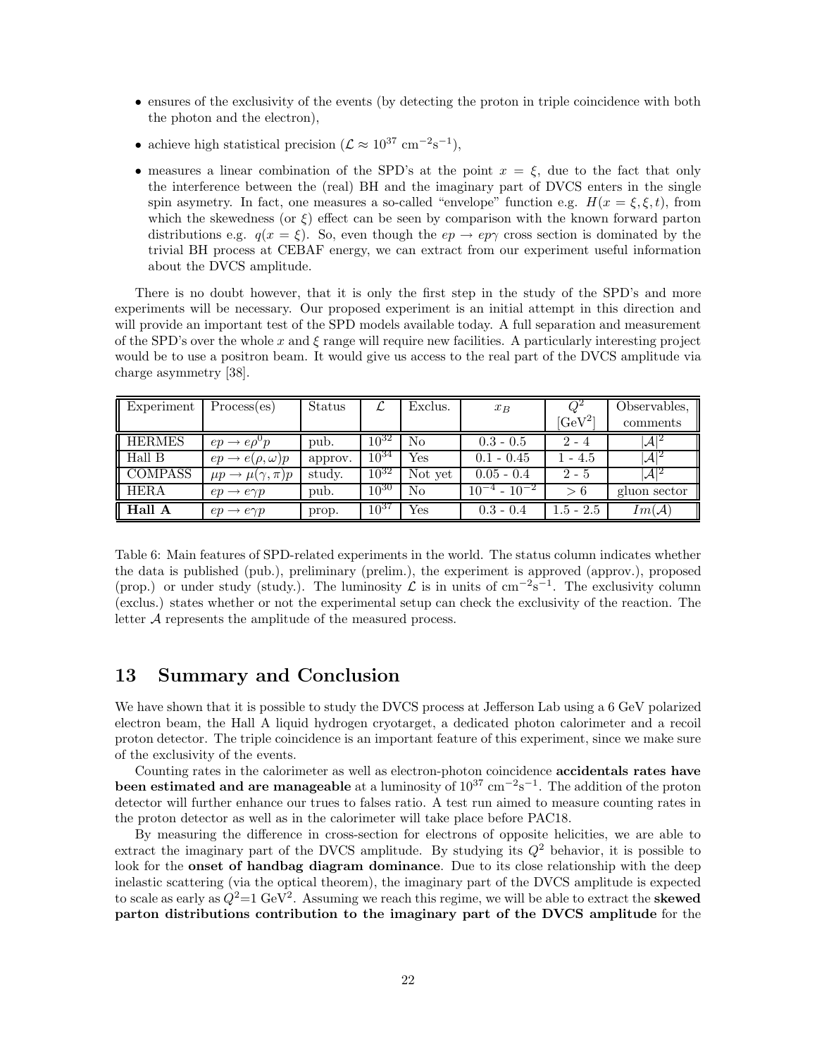- ensures of the exclusivity of the events (by detecting the proton in triple coincidence with both the photon and the electron),
- achieve high statistical precision ($\mathcal{L} \approx 10^{37}$ cm$^{-2}$s$^{-1}$),
- measures a linear combination of the SPD's at the point $x = \xi$, due to the fact that only the interference between the (real) BH and the imaginary part of DVCS enters in the single spin asymetry. In fact, one measures a so-called "envelope" function e.g. $H(x = \xi, \xi, t)$, from which the skewedness (or $\xi$) effect can be seen by comparison with the known forward parton distributions e.g. $q(x = \xi)$. So, even though the $ep \to ep\gamma$ cross section is dominated by the trivial BH process at CEBAF energy, we can extract from our experiment useful information about the DVCS amplitude.

There is no doubt however, that it is only the first step in the study of the SPD's and more experiments will be necessary. Our proposed experiment is an initial attempt in this direction and will provide an important test of the SPD models available today. A full separation and measurement of the SPD's over the whole $x$ and $\xi$ range will require new facilities. A particularly interesting project would be to use a positron beam. It would give us access to the real part of the DVCS amplitude via charge asymmetry [38].

| Experiment | Process(es) | Status | $\mathcal{L}$ | Exclus. | $x_B$ | $Q^2$ [GeV$^2$] | Observables, comments |
|---|---|---|---|---|---|---|---|
| HERMES | $ep \to e\rho^0 p$ | pub. | $10^{32}$ | No | 0.3 - 0.5 | 2 - 4 | $\|\mathcal{A}\|^2$ |
| Hall B | $ep \to e(\rho, \omega)p$ | approv. | $10^{34}$ | Yes | 0.1 - 0.45 | 1 - 4.5 | $\|\mathcal{A}\|^2$ |
| COMPASS | $\mu p \to \mu(\gamma, \pi)p$ | study. | $10^{32}$ | Not yet | 0.05 - 0.4 | 2 - 5 | $\|\mathcal{A}\|^2$ |
| HERA | $ep \to e\gamma p$ | pub. | $10^{30}$ | No | $10^{-4}$ - $10^{-2}$ | $> 6$ | gluon sector |
| **Hall A** | $ep \to e\gamma p$ | prop. | $10^{37}$ | Yes | 0.3 - 0.4 | 1.5 - 2.5 | $Im(\mathcal{A})$ |

Table 6: Main features of SPD-related experiments in the world. The status column indicates whether the data is published (pub.), preliminary (prelim.), the experiment is approved (approv.), proposed (prop.) or under study (study.). The luminosity $\mathcal{L}$ is in units of cm$^{-2}$s$^{-1}$. The exclusivity column (exclus.) states whether or not the experimental setup can check the exclusivity of the reaction. The letter $\mathcal{A}$ represents the amplitude of the measured process.

# 13 Summary and Conclusion

We have shown that it is possible to study the DVCS process at Jefferson Lab using a 6 GeV polarized electron beam, the Hall A liquid hydrogen cryotarget, a dedicated photon calorimeter and a recoil proton detector. The triple coincidence is an important feature of this experiment, since we make sure of the exclusivity of the events.

Counting rates in the calorimeter as well as electron-photon coincidence **accidentals rates have been estimated and are manageable** at a luminosity of $10^{37}$ cm$^{-2}$s$^{-1}$. The addition of the proton detector will further enhance our trues to falses ratio. A test run aimed to measure counting rates in the proton detector as well as in the calorimeter will take place before PAC18.

By measuring the difference in cross-section for electrons of opposite helicities, we are able to extract the imaginary part of the DVCS amplitude. By studying its $Q^2$ behavior, it is possible to look for the **onset of handbag diagram dominance**. Due to its close relationship with the deep inelastic scattering (via the optical theorem), the imaginary part of the DVCS amplitude is expected to scale as early as $Q^2$=1 GeV$^2$. Assuming we reach this regime, we will be able to extract the **skewed parton distributions contribution to the imaginary part of the DVCS amplitude** for the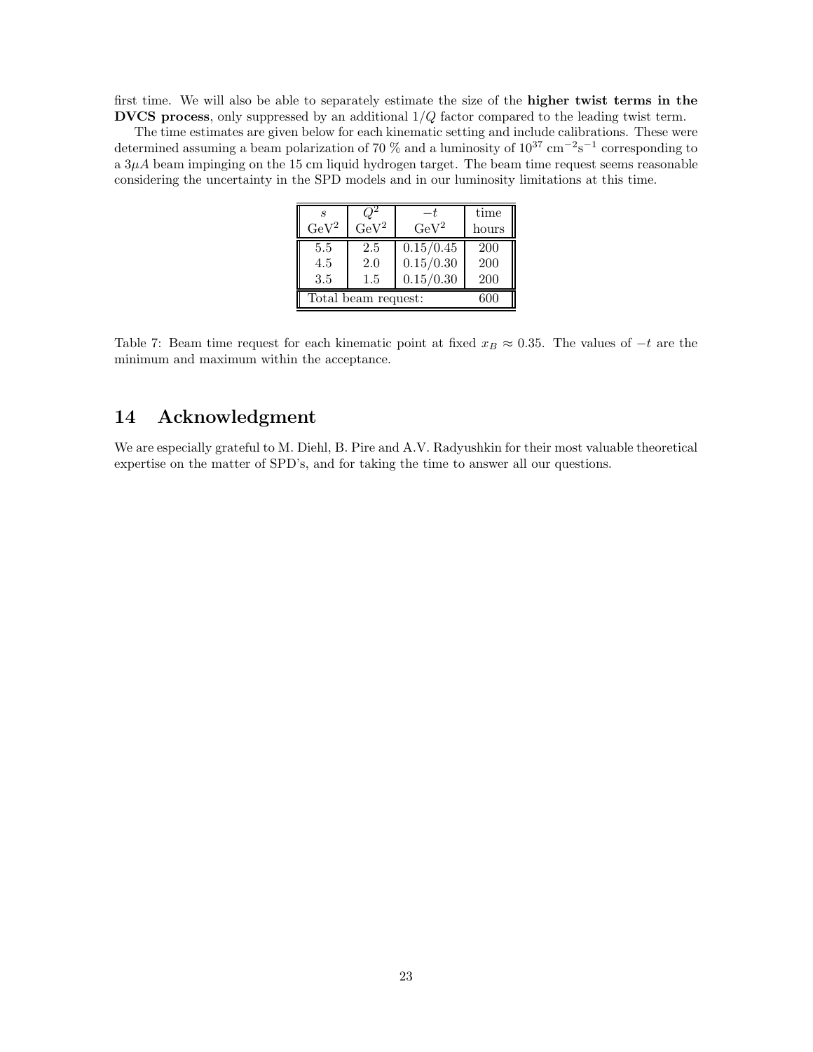first time. We will also be able to separately estimate the size of the **higher twist terms in the DVCS process**, only suppressed by an additional $1/Q$ factor compared to the leading twist term.

The time estimates are given below for each kinematic setting and include calibrations. These were determined assuming a beam polarization of 70 % and a luminosity of $10^{37}$ cm$^{-2}$s$^{-1}$ corresponding to a $3\mu A$ beam impinging on the 15 cm liquid hydrogen target. The beam time request seems reasonable considering the uncertainty in the SPD models and in our luminosity limitations at this time.

| $s$ GeV$^2$ | $Q^2$ GeV$^2$ | $-t$ GeV$^2$ | time hours |
|---|---|---|---|
| 5.5 | 2.5 | 0.15/0.45 | 200 |
| 4.5 | 2.0 | 0.15/0.30 | 200 |
| 3.5 | 1.5 | 0.15/0.30 | 200 |
| Total beam request: | | | 600 |

Table 7: Beam time request for each kinematic point at fixed $x_B \approx 0.35$. The values of $-t$ are the minimum and maximum within the acceptance.

## 14 Acknowledgment

We are especially grateful to M. Diehl, B. Pire and A.V. Radyushkin for their most valuable theoretical expertise on the matter of SPD's, and for taking the time to answer all our questions.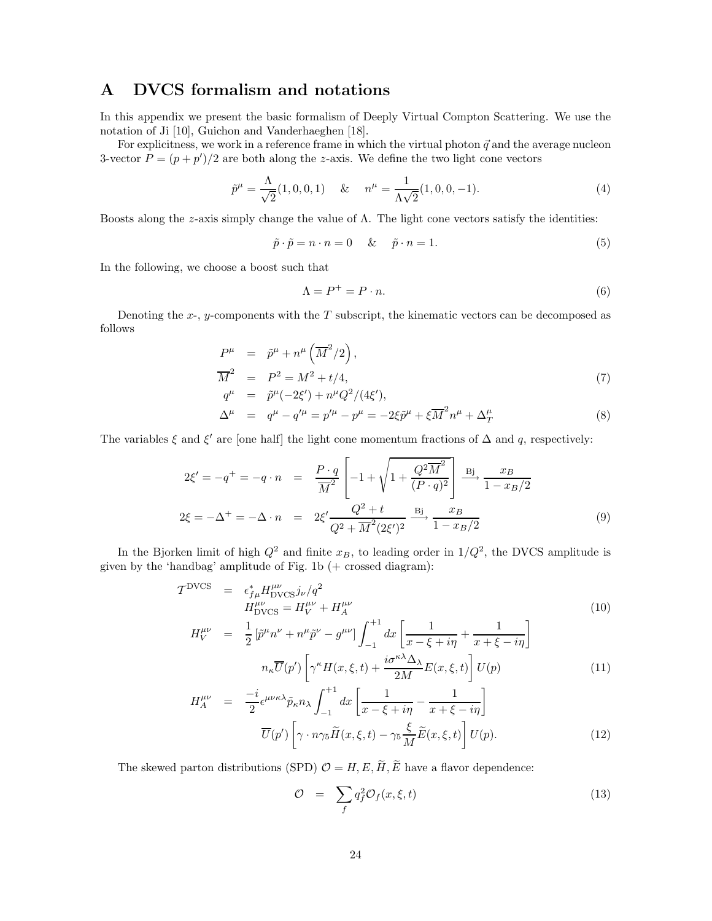# A DVCS formalism and notations

In this appendix we present the basic formalism of Deeply Virtual Compton Scattering. We use the notation of Ji [10], Guichon and Vanderhaeghen [18].

For explicitness, we work in a reference frame in which the virtual photon $\vec{q}$ and the average nucleon 3-vector $P = (p + p')/2$ are both along the $z$-axis. We define the two light cone vectors

$$\tilde{p}^\mu = \frac{\Lambda}{\sqrt{2}}(1, 0, 0, 1) \quad \& \quad n^\mu = \frac{1}{\Lambda\sqrt{2}}(1, 0, 0, -1). \tag{4}$$

Boosts along the $z$-axis simply change the value of $\Lambda$. The light cone vectors satisfy the identities:

$$\tilde{p} \cdot \tilde{p} = n \cdot n = 0 \quad \& \quad \tilde{p} \cdot n = 1. \tag{5}$$

In the following, we choose a boost such that

$$\Lambda = P^+ = P \cdot n. \tag{6}$$

Denoting the $x$-, $y$-components with the $T$ subscript, the kinematic vectors can be decomposed as follows

$$\begin{aligned}
P^\mu &= \tilde{p}^\mu + n^\mu \left(\overline{M}^2/2\right), \\
\overline{M}^2 &= P^2 = M^2 + t/4, \qquad (7) \\
q^\mu &= \tilde{p}^\mu(-2\xi') + n^\mu Q^2/(4\xi'), \\
\Delta^\mu &= q^\mu - q'^\mu = p'^\mu - p^\mu = -2\xi\tilde{p}^\mu + \xi\overline{M}^2 n^\mu + \Delta_T^\mu \qquad (8)
\end{aligned}$$

The variables $\xi$ and $\xi'$ are [one half] the light cone momentum fractions of $\Delta$ and $q$, respectively:

$$\begin{aligned}
2\xi' = -q^+ = -q \cdot n &= \frac{P \cdot q}{\overline{M}^2}\left[-1 + \sqrt{1 + \frac{Q^2\overline{M}^2}{(P \cdot q)^2}}\right] \xrightarrow{\text{Bj}} \frac{x_B}{1 - x_B/2} \\
2\xi = -\Delta^+ = -\Delta \cdot n &= 2\xi' \frac{Q^2 + t}{Q^2 + \overline{M}^2(2\xi')^2} \xrightarrow{\text{Bj}} \frac{x_B}{1 - x_B/2}
\end{aligned} \tag{9}$$

In the Bjorken limit of high $Q^2$ and finite $x_B$, to leading order in $1/Q^2$, the DVCS amplitude is given by the 'handbag' amplitude of Fig. 1b (+ crossed diagram):

$$\begin{aligned}
\mathcal{T}^{\text{DVCS}} &= \epsilon^*_{f\mu} H^{\mu\nu}_{\text{DVCS}} j_\nu / q^2 \\
& \quad H^{\mu\nu}_{\text{DVCS}} = H^{\mu\nu}_V + H^{\mu\nu}_A \qquad (10) \\
H^{\mu\nu}_V &= \frac{1}{2}\left[\tilde{p}^\mu n^\nu + n^\mu \tilde{p}^\nu - g^{\mu\nu}\right] \int_{-1}^{+1} dx \left[\frac{1}{x - \xi + i\eta} + \frac{1}{x + \xi - i\eta}\right] \\
& \quad n_\kappa \overline{U}(p')\left[\gamma^\kappa H(x, \xi, t) + \frac{i\sigma^{\kappa\lambda}\Delta_\lambda}{2M} E(x, \xi, t)\right] U(p) \qquad (11) \\
H^{\mu\nu}_A &= \frac{-i}{2}\epsilon^{\mu\nu\kappa\lambda}\tilde{p}_\kappa n_\lambda \int_{-1}^{+1} dx \left[\frac{1}{x - \xi + i\eta} - \frac{1}{x + \xi - i\eta}\right] \\
& \quad \overline{U}(p')\left[\gamma \cdot n\gamma_5 \widetilde{H}(x, \xi, t) - \gamma_5 \frac{\xi}{M}\widetilde{E}(x, \xi, t)\right] U(p). \qquad (12)
\end{aligned}$$

The skewed parton distributions (SPD) $\mathcal{O} = H, E, \widetilde{H}, \widetilde{E}$ have a flavor dependence:

$$\mathcal{O} = \sum_f q_f^2 \mathcal{O}_f(x, \xi, t) \tag{13}$$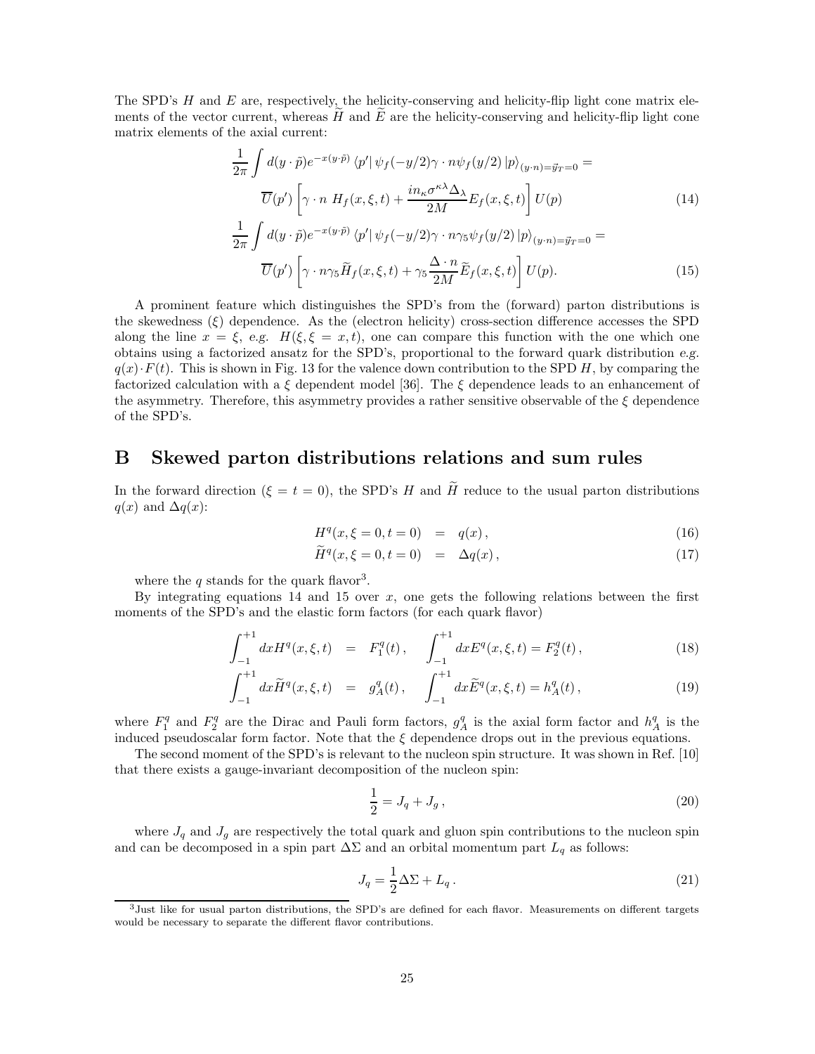The SPD's $H$ and $E$ are, respectively, the helicity-conserving and helicity-flip light cone matrix elements of the vector current, whereas $\widetilde{H}$ and $\widetilde{E}$ are the helicity-conserving and helicity-flip light cone matrix elements of the axial current:

$$
\begin{aligned}
&\frac{1}{2\pi}\int d(y\cdot\tilde{p})e^{-x(y\cdot\tilde{p})}\,\langle p'|\,\psi_f(-y/2)\gamma\cdot n\psi_f(y/2)\,|p\rangle_{(y\cdot n)=\vec{y}_T=0} = \\
&\qquad \overline{U}(p')\left[\gamma\cdot n\; H_f(x,\xi,t)+\frac{i n_\kappa \sigma^{\kappa\lambda}\Delta_\lambda}{2M}E_f(x,\xi,t)\right]U(p) \qquad (14)\\
&\frac{1}{2\pi}\int d(y\cdot\tilde{p})e^{-x(y\cdot\tilde{p})}\,\langle p'|\,\psi_f(-y/2)\gamma\cdot n\gamma_5\psi_f(y/2)\,|p\rangle_{(y\cdot n)=\vec{y}_T=0} = \\
&\qquad \overline{U}(p')\left[\gamma\cdot n\gamma_5\widetilde{H}_f(x,\xi,t)+\gamma_5\frac{\Delta\cdot n}{2M}\widetilde{E}_f(x,\xi,t)\right]U(p). \qquad (15)
\end{aligned}
$$

A prominent feature which distinguishes the SPD's from the (forward) parton distributions is the skewedness ($\xi$) dependence. As the (electron helicity) cross-section difference accesses the SPD along the line $x=\xi$, *e.g.* $H(\xi,\xi=x,t)$, one can compare this function with the one which one obtains using a factorized ansatz for the SPD's, proportional to the forward quark distribution *e.g.* $q(x)\cdot F(t)$. This is shown in Fig. 13 for the valence down contribution to the SPD $H$, by comparing the factorized calculation with a $\xi$ dependent model [36]. The $\xi$ dependence leads to an enhancement of the asymmetry. Therefore, this asymmetry provides a rather sensitive observable of the $\xi$ dependence of the SPD's.

## B Skewed parton distributions relations and sum rules

In the forward direction ($\xi=t=0$), the SPD's $H$ and $\widetilde{H}$ reduce to the usual parton distributions $q(x)$ and $\Delta q(x)$:

$$
\begin{aligned}
H^q(x,\xi=0,t=0) &= q(x)\,, \qquad (16)\\
\widetilde{H}^q(x,\xi=0,t=0) &= \Delta q(x)\,, \qquad (17)
\end{aligned}
$$

where the $q$ stands for the quark flavor[3].

By integrating equations 14 and 15 over $x$, one gets the following relations between the first moments of the SPD's and the elastic form factors (for each quark flavor)

$$
\begin{aligned}
\int_{-1}^{+1}dx H^q(x,\xi,t) &= F_1^q(t)\,, \quad \int_{-1}^{+1}dx E^q(x,\xi,t)=F_2^q(t)\,, \qquad (18)\\
\int_{-1}^{+1}dx \widetilde{H}^q(x,\xi,t) &= g_A^q(t)\,, \quad \int_{-1}^{+1}dx \widetilde{E}^q(x,\xi,t)=h_A^q(t)\,, \qquad (19)
\end{aligned}
$$

where $F_1^q$ and $F_2^q$ are the Dirac and Pauli form factors, $g_A^q$ is the axial form factor and $h_A^q$ is the induced pseudoscalar form factor. Note that the $\xi$ dependence drops out in the previous equations.

The second moment of the SPD's is relevant to the nucleon spin structure. It was shown in Ref. [10] that there exists a gauge-invariant decomposition of the nucleon spin:

$$
\frac{1}{2}=J_q+J_g\,, \qquad (20)
$$

where $J_q$ and $J_g$ are respectively the total quark and gluon spin contributions to the nucleon spin and can be decomposed in a spin part $\Delta\Sigma$ and an orbital momentum part $L_q$ as follows:

$$
J_q=\frac{1}{2}\Delta\Sigma+L_q\,. \qquad (21)
$$

[3] Just like for usual parton distributions, the SPD's are defined for each flavor. Measurements on different targets would be necessary to separate the different flavor contributions.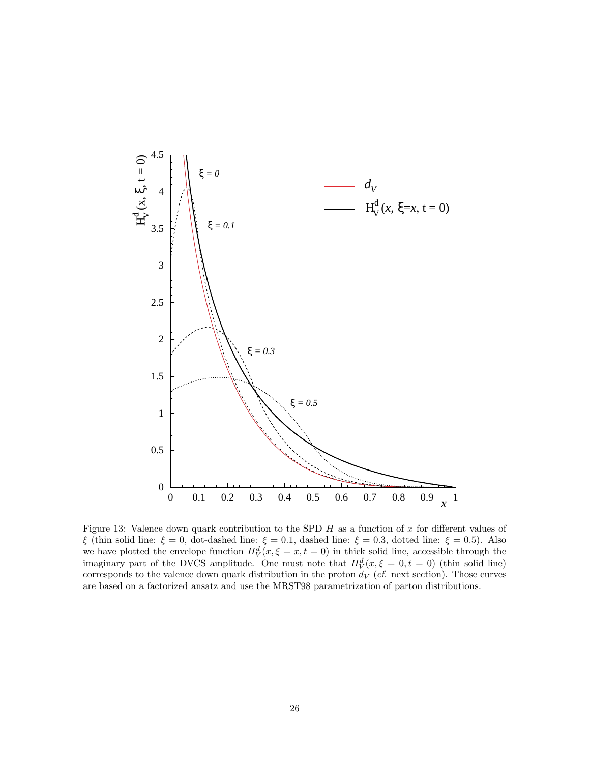Figure 13: Valence down quark contribution to the SPD $H$ as a function of $x$ for different values of $\xi$ (thin solid line: $\xi = 0$, dot-dashed line: $\xi = 0.1$, dashed line: $\xi = 0.3$, dotted line: $\xi = 0.5$). Also we have plotted the envelope function $H_V^d(x, \xi = x, t = 0)$ in thick solid line, accessible through the imaginary part of the DVCS amplitude. One must note that $H_V^d(x, \xi = 0, t = 0)$ (thin solid line) corresponds to the valence down quark distribution in the proton $d_V$ (*cf.* next section). Those curves are based on a factorized ansatz and use the MRST98 parametrization of parton distributions.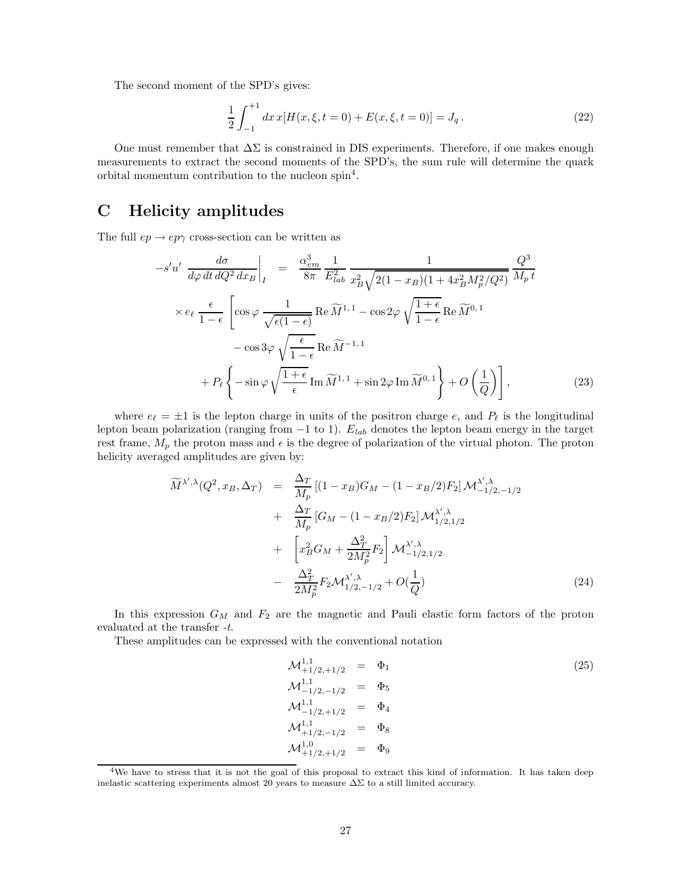The second moment of the SPD's gives:

$$\frac{1}{2}\int_{-1}^{+1} dx\, x[H(x,\xi,t=0)+E(x,\xi,t=0)] = J_q\,. \tag{22}$$

One must remember that $\Delta\Sigma$ is constrained in DIS experiments. Therefore, if one makes enough measurements to extract the second moments of the SPD's, the sum rule will determine the quark orbital momentum contribution to the nucleon spin[4].

# C Helicity amplitudes

The full $ep \to ep\gamma$ cross-section can be written as

$$\begin{aligned}
-s'u' \left.\frac{d\sigma}{d\varphi\, dt\, dQ^2\, dx_B}\right|_I &= \frac{\alpha_{em}^3}{8\pi}\frac{1}{E_{lab}^2}\frac{1}{x_B^2\sqrt{2(1-x_B)(1+4x_B^2M_p^2/Q^2)}}\frac{Q^3}{M_p\, t} \\
&\times e_\ell\, \frac{\epsilon}{1-\epsilon}\left[\cos\varphi\, \frac{1}{\sqrt{\epsilon(1-\epsilon)}}\,\mathrm{Re}\,\widetilde{M}^{1,1} - \cos 2\varphi\,\sqrt{\frac{1+\epsilon}{1-\epsilon}}\,\mathrm{Re}\,\widetilde{M}^{0,1}\right. \\
&\qquad - \cos 3\varphi\,\sqrt{\frac{\epsilon}{1-\epsilon}}\,\mathrm{Re}\,\widetilde{M}^{-1,1} \\
&\left.\quad + P_\ell\left\{-\sin\varphi\,\sqrt{\frac{1+\epsilon}{\epsilon}}\,\mathrm{Im}\,\widetilde{M}^{1,1} + \sin 2\varphi\,\mathrm{Im}\,\widetilde{M}^{0,1}\right\} + O\left(\frac{1}{Q}\right)\right],
\end{aligned} \tag{23}$$

where $e_\ell = \pm 1$ is the lepton charge in units of the positron charge $e$, and $P_\ell$ is the longitudinal lepton beam polarization (ranging from $-1$ to 1). $E_{lab}$ denotes the lepton beam energy in the target rest frame, $M_p$ the proton mass and $\epsilon$ is the degree of polarization of the virtual photon. The proton helicity averaged amplitudes are given by:

$$\begin{aligned}
\widetilde{M}^{\lambda',\lambda}(Q^2,x_B,\Delta_T) &= \frac{\Delta_T}{M_p}\left[(1-x_B)G_M-(1-x_B/2)F_2\right]\mathcal{M}^{\lambda',\lambda}_{-1/2,-1/2} \\
&+ \frac{\Delta_T}{M_p}\left[G_M-(1-x_B/2)F_2\right]\mathcal{M}^{\lambda',\lambda}_{1/2,1/2} \\
&+ \left[x_B^2 G_M + \frac{\Delta_T^2}{2M_p^2}F_2\right]\mathcal{M}^{\lambda',\lambda}_{-1/2,1/2} \\
&- \frac{\Delta_T^2}{2M_p^2}F_2\mathcal{M}^{\lambda',\lambda}_{1/2,-1/2} + O\left(\frac{1}{Q}\right)
\end{aligned} \tag{24}$$

In this expression $G_M$ and $F_2$ are the magnetic and Pauli elastic form factors of the proton evaluated at the transfer $-t$.

These amplitudes can be expressed with the conventional notation

$$\begin{aligned}
\mathcal{M}^{1,1}_{+1/2,+1/2} &= \Phi_1 \\
\mathcal{M}^{1,1}_{-1/2,-1/2} &= \Phi_5 \\
\mathcal{M}^{1,1}_{-1/2,+1/2} &= \Phi_4 \\
\mathcal{M}^{1,1}_{+1/2,-1/2} &= \Phi_8 \\
\mathcal{M}^{1,0}_{+1/2,+1/2} &= \Phi_9
\end{aligned} \tag{25}$$

[4] We have to stress that it is not the goal of this proposal to extract this kind of information. It has taken deep inelastic scattering experiments almost 20 years to measure $\Delta\Sigma$ to a still limited accuracy.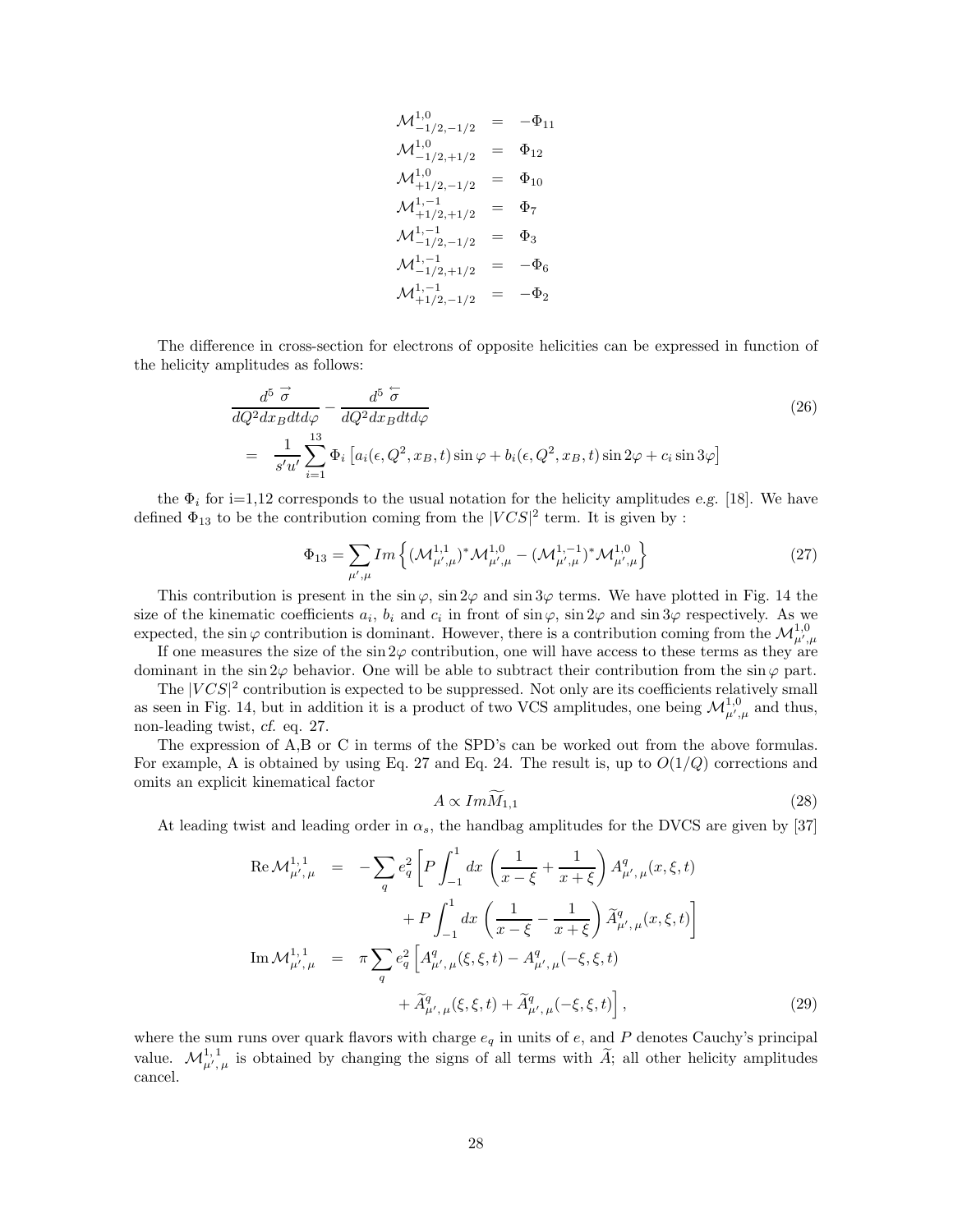$$
\begin{aligned}
\mathcal{M}^{1,0}_{-1/2,-1/2} &= -\Phi_{11} \\
\mathcal{M}^{1,0}_{-1/2,+1/2} &= \Phi_{12} \\
\mathcal{M}^{1,0}_{+1/2,-1/2} &= \Phi_{10} \\
\mathcal{M}^{1,-1}_{+1/2,+1/2} &= \Phi_{7} \\
\mathcal{M}^{1,-1}_{-1/2,-1/2} &= \Phi_{3} \\
\mathcal{M}^{1,-1}_{-1/2,+1/2} &= -\Phi_{6} \\
\mathcal{M}^{1,-1}_{+1/2,-1/2} &= -\Phi_{2}
\end{aligned}
$$

The difference in cross-section for electrons of opposite helicities can be expressed in function of the helicity amplitudes as follows:

$$
\begin{aligned}
&\frac{d^5 \overrightarrow{\sigma}}{dQ^2 dx_B dt d\varphi} - \frac{d^5 \overleftarrow{\sigma}}{dQ^2 dx_B dt d\varphi} \\
&= \frac{1}{s'u'} \sum_{i=1}^{13} \Phi_i \left[ a_i(\epsilon, Q^2, x_B, t) \sin\varphi + b_i(\epsilon, Q^2, x_B, t) \sin 2\varphi + c_i \sin 3\varphi \right]
\end{aligned}
\tag{26}
$$

the $\Phi_i$ for i=1,12 corresponds to the usual notation for the helicity amplitudes *e.g.* [18]. We have defined $\Phi_{13}$ to be the contribution coming from the $|VCS|^2$ term. It is given by :

$$
\Phi_{13} = \sum_{\mu',\mu} Im \left\{ (\mathcal{M}^{1,1}_{\mu',\mu})^* \mathcal{M}^{1,0}_{\mu',\mu} - (\mathcal{M}^{1,-1}_{\mu',\mu})^* \mathcal{M}^{1,0}_{\mu',\mu} \right\}
\tag{27}
$$

This contribution is present in the $\sin\varphi$, $\sin 2\varphi$ and $\sin 3\varphi$ terms. We have plotted in Fig. 14 the size of the kinematic coefficients $a_i$, $b_i$ and $c_i$ in front of $\sin\varphi$, $\sin 2\varphi$ and $\sin 3\varphi$ respectively. As we expected, the $\sin\varphi$ contribution is dominant. However, there is a contribution coming from the $\mathcal{M}^{1,0}_{\mu',\mu}$

If one measures the size of the $\sin 2\varphi$ contribution, one will have access to these terms as they are dominant in the $\sin 2\varphi$ behavior. One will be able to subtract their contribution from the $\sin\varphi$ part.

The $|VCS|^2$ contribution is expected to be suppressed. Not only are its coefficients relatively small as seen in Fig. 14, but in addition it is a product of two VCS amplitudes, one being $\mathcal{M}^{1,0}_{\mu',\mu}$ and thus, non-leading twist, *cf.* eq. 27.

The expression of A,B or C in terms of the SPD's can be worked out from the above formulas. For example, A is obtained by using Eq. 27 and Eq. 24. The result is, up to $O(1/Q)$ corrections and omits an explicit kinematical factor

$$
A \propto Im\widetilde{M}_{1,1}
\tag{28}
$$

At leading twist and leading order in $\alpha_s$, the handbag amplitudes for the DVCS are given by [37]

$$
\begin{aligned}
\mathrm{Re}\,\mathcal{M}^{1,1}_{\mu',\mu} &= -\sum_q e_q^2 \left[ P\int_{-1}^{1} dx \left( \frac{1}{x-\xi} + \frac{1}{x+\xi} \right) A^q_{\mu',\mu}(x,\xi,t) \right. \\
&\qquad \left. + P\int_{-1}^{1} dx \left( \frac{1}{x-\xi} - \frac{1}{x+\xi} \right) \widetilde{A}^q_{\mu',\mu}(x,\xi,t) \right] \\
\mathrm{Im}\,\mathcal{M}^{1,1}_{\mu',\mu} &= \pi \sum_q e_q^2 \left[ A^q_{\mu',\mu}(\xi,\xi,t) - A^q_{\mu',\mu}(-\xi,\xi,t) \right. \\
&\qquad \left. + \widetilde{A}^q_{\mu',\mu}(\xi,\xi,t) + \widetilde{A}^q_{\mu',\mu}(-\xi,\xi,t) \right],
\end{aligned}
\tag{29}
$$

where the sum runs over quark flavors with charge $e_q$ in units of $e$, and $P$ denotes Cauchy's principal value. $\mathcal{M}^{1,1}_{\mu',\mu}$ is obtained by changing the signs of all terms with $\widetilde{A}$; all other helicity amplitudes cancel.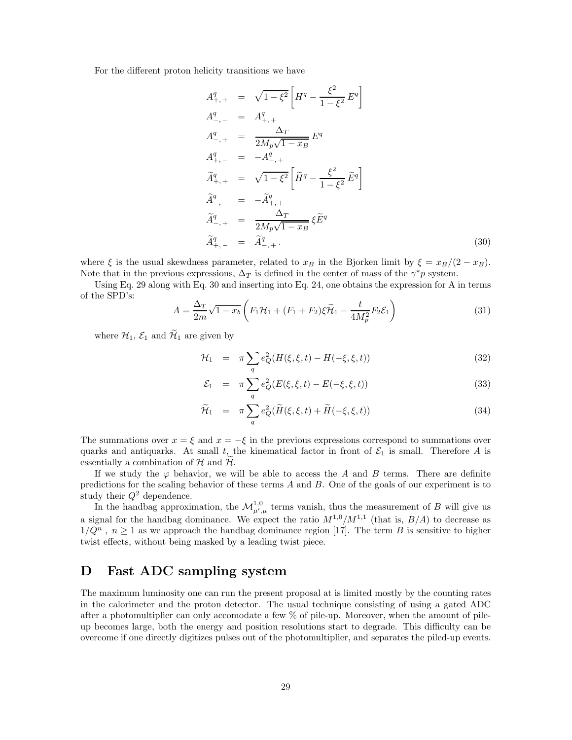For the different proton helicity transitions we have

$$
\begin{aligned}
A^q_{+,+} &= \sqrt{1-\xi^2}\left[H^q - \frac{\xi^2}{1-\xi^2}\,E^q\right] \\
A^q_{-,-} &= A^q_{+,+} \\
A^q_{-,+} &= \frac{\Delta_T}{2M_p\sqrt{1-x_B}}\,E^q \\
A^q_{+,-} &= -A^q_{-,+} \\
\widetilde{A}^q_{+,+} &= \sqrt{1-\xi^2}\left[\widetilde{H}^q - \frac{\xi^2}{1-\xi^2}\,\widetilde{E}^q\right] \\
\widetilde{A}^q_{-,-} &= -\widetilde{A}^q_{+,+} \\
\widetilde{A}^q_{-,+} &= \frac{\Delta_T}{2M_p\sqrt{1-x_B}}\,\xi\widetilde{E}^q \\
\widetilde{A}^q_{+,-} &= \widetilde{A}^q_{-,+}\,.
\end{aligned}
\tag{30}
$$

where $\xi$ is the usual skewdness parameter, related to $x_B$ in the Bjorken limit by $\xi = x_B/(2-x_B)$. Note that in the previous expressions, $\Delta_T$ is defined in the center of mass of the $\gamma^* p$ system.

Using Eq. 29 along with Eq. 30 and inserting into Eq. 24, one obtains the expression for A in terms of the SPD's:

$$
A = \frac{\Delta_T}{2m}\sqrt{1-x_b}\left(F_1\mathcal{H}_1 + (F_1+F_2)\xi\widetilde{\mathcal{H}}_1 - \frac{t}{4M_p^2}F_2\mathcal{E}_1\right) \tag{31}
$$

where $\mathcal{H}_1$, $\mathcal{E}_1$ and $\widetilde{\mathcal{H}}_1$ are given by

$$
\mathcal{H}_1 = \pi\sum_q e_Q^2(H(\xi,\xi,t) - H(-\xi,\xi,t)) \tag{32}
$$

$$
\mathcal{E}_1 = \pi\sum_q e_Q^2(E(\xi,\xi,t) - E(-\xi,\xi,t)) \tag{33}
$$

$$
\widetilde{\mathcal{H}}_1 = \pi\sum_q e_Q^2(\widetilde{H}(\xi,\xi,t) + \widetilde{H}(-\xi,\xi,t)) \tag{34}
$$

The summations over $x = \xi$ and $x = -\xi$ in the previous expressions correspond to summations over quarks and antiquarks. At small $t$, the kinematical factor in front of $\mathcal{E}_1$ is small. Therefore $A$ is essentially a combination of $\mathcal{H}$ and $\widetilde{\mathcal{H}}$.

If we study the $\varphi$ behavior, we will be able to access the $A$ and $B$ terms. There are definite predictions for the scaling behavior of these terms $A$ and $B$. One of the goals of our experiment is to study their $Q^2$ dependence.

In the handbag approximation, the $\mathcal{M}^{1,0}_{\mu',\mu}$ terms vanish, thus the measurement of $B$ will give us a signal for the handbag dominance. We expect the ratio $M^{1,0}/M^{1,1}$ (that is, $B/A$) to decrease as $1/Q^n$ , $n \geq 1$ as we approach the handbag dominance region [17]. The term $B$ is sensitive to higher twist effects, without being masked by a leading twist piece.

## D Fast ADC sampling system

The maximum luminosity one can run the present proposal at is limited mostly by the counting rates in the calorimeter and the proton detector. The usual technique consisting of using a gated ADC after a photomultiplier can only accomodate a few % of pile-up. Moreover, when the amount of pile-up becomes large, both the energy and position resolutions start to degrade. This difficulty can be overcome if one directly digitizes pulses out of the photomultiplier, and separates the piled-up events.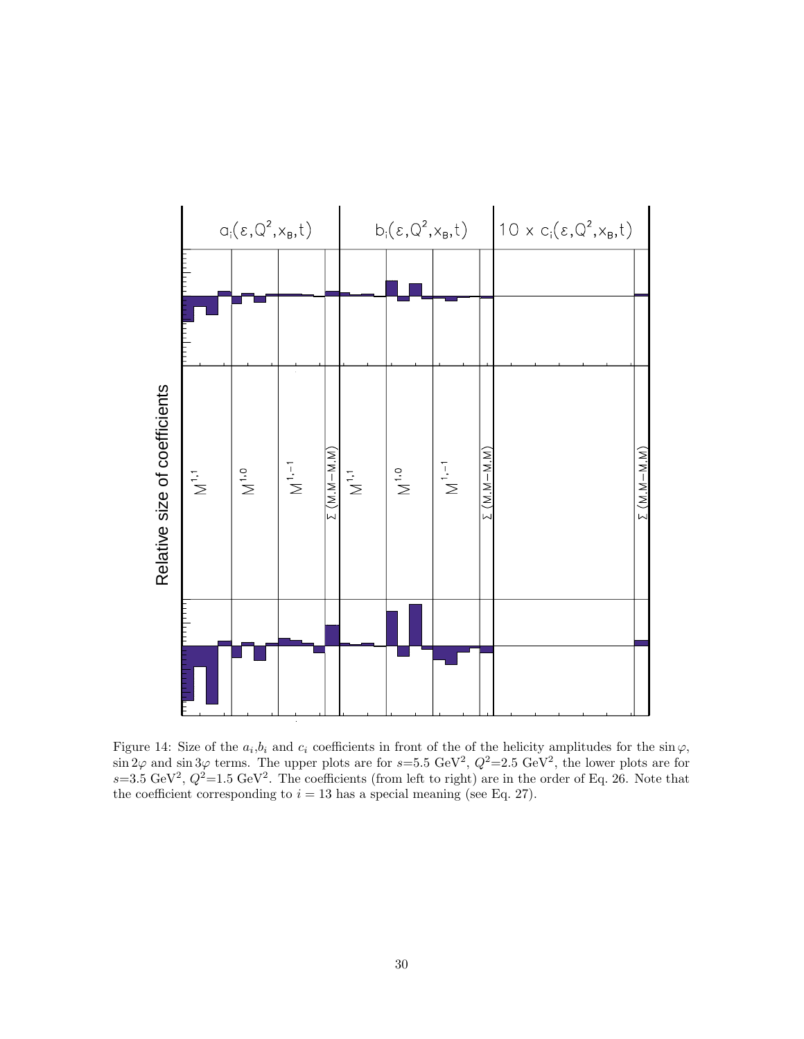Figure 14: Size of the $a_i$,$b_i$ and $c_i$ coefficients in front of the of the helicity amplitudes for the $\sin\varphi$, $\sin 2\varphi$ and $\sin 3\varphi$ terms. The upper plots are for $s$=5.5 GeV$^2$, $Q^2$=2.5 GeV$^2$, the lower plots are for $s$=3.5 GeV$^2$, $Q^2$=1.5 GeV$^2$. The coefficients (from left to right) are in the order of Eq. 26. Note that the coefficient corresponding to $i = 13$ has a special meaning (see Eq. 27).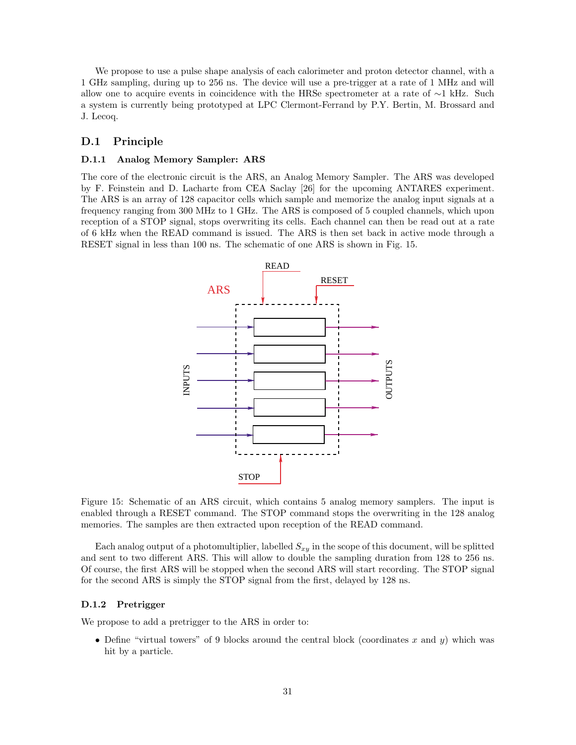We propose to use a pulse shape analysis of each calorimeter and proton detector channel, with a 1 GHz sampling, during up to 256 ns. The device will use a pre-trigger at a rate of 1 MHz and will allow one to acquire events in coincidence with the HRSe spectrometer at a rate of ∼1 kHz. Such a system is currently being prototyped at LPC Clermont-Ferrand by P.Y. Bertin, M. Brossard and J. Lecoq.

## D.1 Principle

### D.1.1 Analog Memory Sampler: ARS

The core of the electronic circuit is the ARS, an Analog Memory Sampler. The ARS was developed by F. Feinstein and D. Lacharte from CEA Saclay [26] for the upcoming ANTARES experiment. The ARS is an array of 128 capacitor cells which sample and memorize the analog input signals at a frequency ranging from 300 MHz to 1 GHz. The ARS is composed of 5 coupled channels, which upon reception of a STOP signal, stops overwriting its cells. Each channel can then be read out at a rate of 6 kHz when the READ command is issued. The ARS is then set back in active mode through a RESET signal in less than 100 ns. The schematic of one ARS is shown in Fig. 15.

Figure 15: Schematic of an ARS circuit, which contains 5 analog memory samplers. The input is enabled through a RESET command. The STOP command stops the overwriting in the 128 analog memories. The samples are then extracted upon reception of the READ command.

Each analog output of a photomultiplier, labelled $S_{xy}$ in the scope of this document, will be splitted and sent to two different ARS. This will allow to double the sampling duration from 128 to 256 ns. Of course, the first ARS will be stopped when the second ARS will start recording. The STOP signal for the second ARS is simply the STOP signal from the first, delayed by 128 ns.

### D.1.2 Pretrigger

We propose to add a pretrigger to the ARS in order to:

- Define "virtual towers" of 9 blocks around the central block (coordinates $x$ and $y$) which was hit by a particle.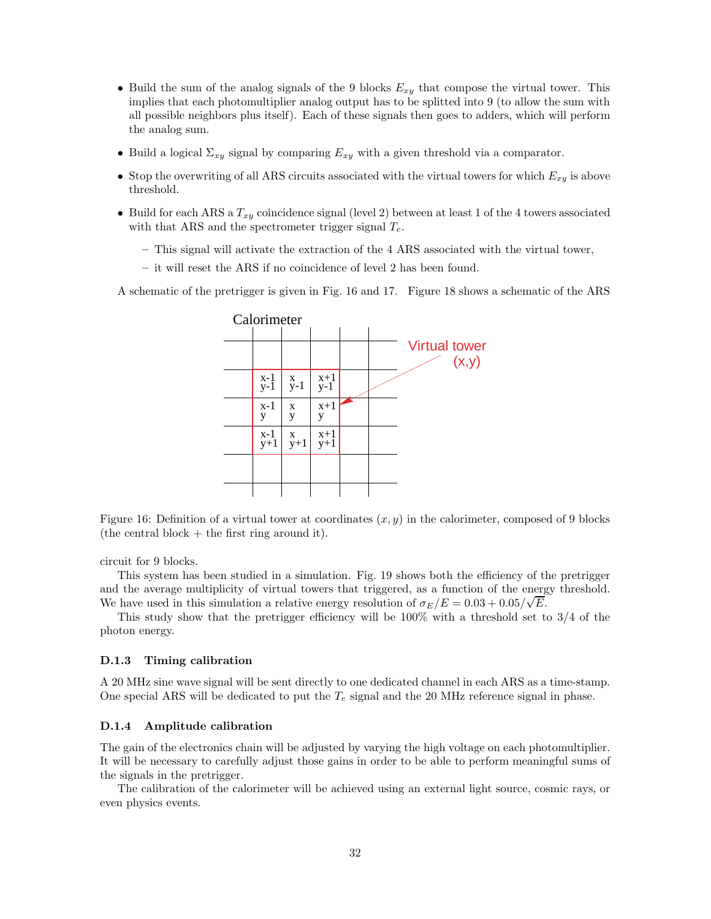- Build the sum of the analog signals of the 9 blocks $E_{xy}$ that compose the virtual tower. This implies that each photomultiplier analog output has to be splitted into 9 (to allow the sum with all possible neighbors plus itself). Each of these signals then goes to adders, which will perform the analog sum.
- Build a logical $\Sigma_{xy}$ signal by comparing $E_{xy}$ with a given threshold via a comparator.
- Stop the overwriting of all ARS circuits associated with the virtual towers for which $E_{xy}$ is above threshold.
- Build for each ARS a $T_{xy}$ coincidence signal (level 2) between at least 1 of the 4 towers associated with that ARS and the spectrometer trigger signal $T_e$.
  - This signal will activate the extraction of the 4 ARS associated with the virtual tower,
  - it will reset the ARS if no coincidence of level 2 has been found.

A schematic of the pretrigger is given in Fig. 16 and 17. Figure 18 shows a schematic of the ARS circuit for 9 blocks.

Figure 16: Definition of a virtual tower at coordinates $(x, y)$ in the calorimeter, composed of 9 blocks (the central block + the first ring around it).

This system has been studied in a simulation. Fig. 19 shows both the efficiency of the pretrigger and the average multiplicity of virtual towers that triggered, as a function of the energy threshold. We have used in this simulation a relative energy resolution of $\sigma_E/E = 0.03 + 0.05/\sqrt{E}$.

This study show that the pretrigger efficiency will be 100% with a threshold set to 3/4 of the photon energy.

### D.1.3 Timing calibration

A 20 MHz sine wave signal will be sent directly to one dedicated channel in each ARS as a time-stamp. One special ARS will be dedicated to put the $T_e$ signal and the 20 MHz reference signal in phase.

### D.1.4 Amplitude calibration

The gain of the electronics chain will be adjusted by varying the high voltage on each photomultiplier. It will be necessary to carefully adjust those gains in order to be able to perform meaningful sums of the signals in the pretrigger.

The calibration of the calorimeter will be achieved using an external light source, cosmic rays, or even physics events.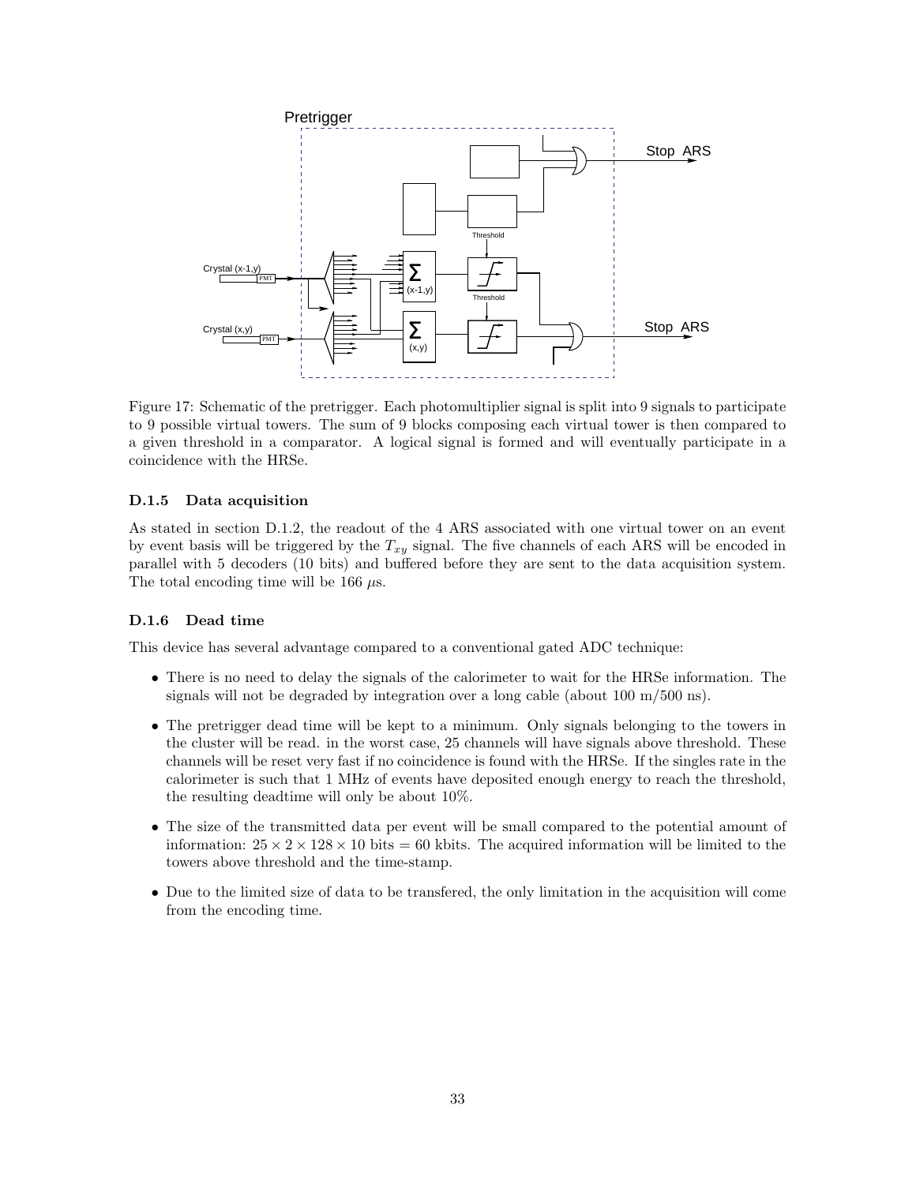Figure 17: Schematic of the pretrigger. Each photomultiplier signal is split into 9 signals to participate to 9 possible virtual towers. The sum of 9 blocks composing each virtual tower is then compared to a given threshold in a comparator. A logical signal is formed and will eventually participate in a coincidence with the HRSe.

### D.1.5 Data acquisition

As stated in section D.1.2, the readout of the 4 ARS associated with one virtual tower on an event by event basis will be triggered by the $T_{xy}$ signal. The five channels of each ARS will be encoded in parallel with 5 decoders (10 bits) and buffered before they are sent to the data acquisition system. The total encoding time will be 166 $\mu$s.

### D.1.6 Dead time

This device has several advantage compared to a conventional gated ADC technique:

- There is no need to delay the signals of the calorimeter to wait for the HRSe information. The signals will not be degraded by integration over a long cable (about 100 m/500 ns).
- The pretrigger dead time will be kept to a minimum. Only signals belonging to the towers in the cluster will be read. in the worst case, 25 channels will have signals above threshold. These channels will be reset very fast if no coincidence is found with the HRSe. If the singles rate in the calorimeter is such that 1 MHz of events have deposited enough energy to reach the threshold, the resulting deadtime will only be about 10%.
- The size of the transmitted data per event will be small compared to the potential amount of information: $25 \times 2 \times 128 \times 10$ bits = 60 kbits. The acquired information will be limited to the towers above threshold and the time-stamp.
- Due to the limited size of data to be transfered, the only limitation in the acquisition will come from the encoding time.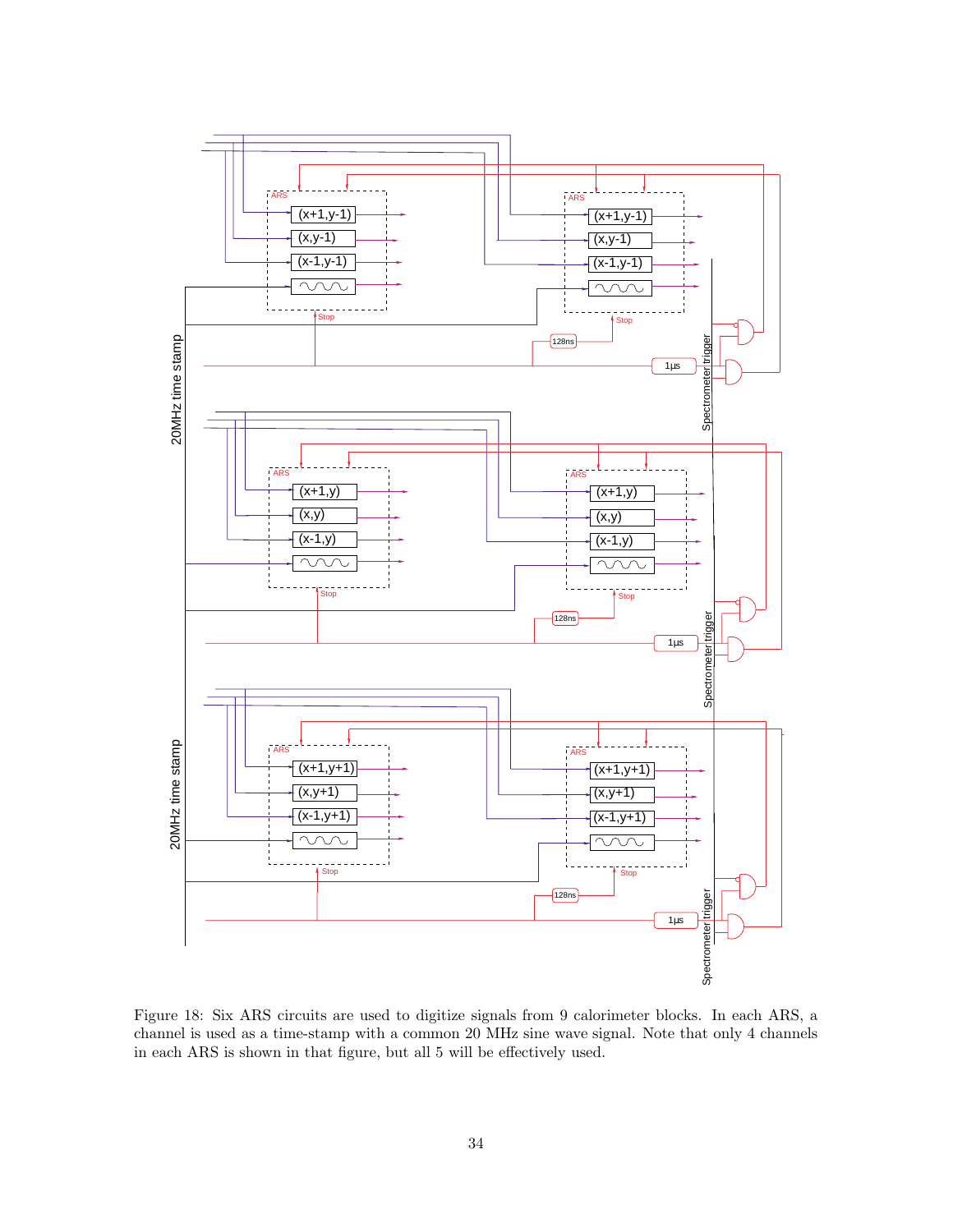Figure 18: Six ARS circuits are used to digitize signals from 9 calorimeter blocks. In each ARS, a channel is used as a time-stamp with a common 20 MHz sine wave signal. Note that only 4 channels in each ARS is shown in that figure, but all 5 will be effectively used.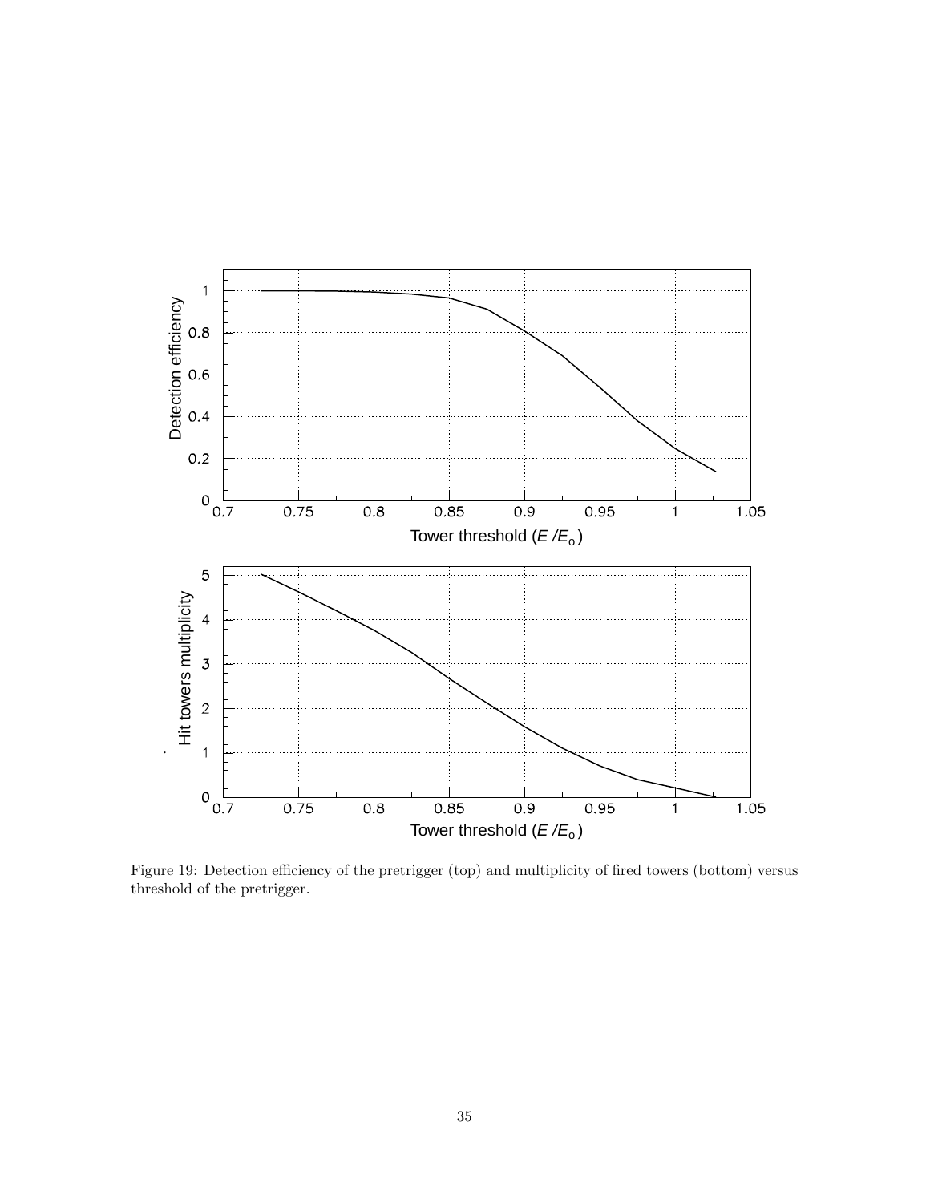Figure 19: Detection efficiency of the pretrigger (top) and multiplicity of fired towers (bottom) versus threshold of the pretrigger.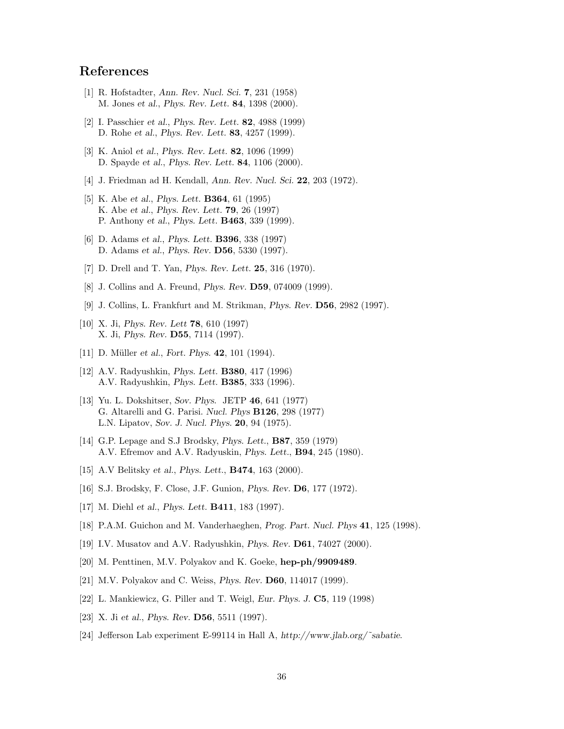## References

[1] R. Hofstadter, *Ann. Rev. Nucl. Sci.* **7**, 231 (1958)
M. Jones *et al.*, *Phys. Rev. Lett.* **84**, 1398 (2000).

[2] I. Passchier *et al.*, *Phys. Rev. Lett.* **82**, 4988 (1999)
D. Rohe *et al.*, *Phys. Rev. Lett.* **83**, 4257 (1999).

[3] K. Aniol *et al.*, *Phys. Rev. Lett.* **82**, 1096 (1999)
D. Spayde *et al.*, *Phys. Rev. Lett.* **84**, 1106 (2000).

[4] J. Friedman ad H. Kendall, *Ann. Rev. Nucl. Sci.* **22**, 203 (1972).

[5] K. Abe *et al.*, *Phys. Lett.* **B364**, 61 (1995)
K. Abe *et al.*, *Phys. Rev. Lett.* **79**, 26 (1997)
P. Anthony *et al.*, *Phys. Lett.* **B463**, 339 (1999).

[6] D. Adams *et al.*, *Phys. Lett.* **B396**, 338 (1997)
D. Adams *et al.*, *Phys. Rev.* **D56**, 5330 (1997).

[7] D. Drell and T. Yan, *Phys. Rev. Lett.* **25**, 316 (1970).

[8] J. Collins and A. Freund, *Phys. Rev.* **D59**, 074009 (1999).

[9] J. Collins, L. Frankfurt and M. Strikman, *Phys. Rev.* **D56**, 2982 (1997).

[10] X. Ji, *Phys. Rev. Lett* **78**, 610 (1997)
X. Ji, *Phys. Rev.* **D55**, 7114 (1997).

[11] D. Müller *et al.*, *Fort. Phys.* **42**, 101 (1994).

[12] A.V. Radyushkin, *Phys. Lett.* **B380**, 417 (1996)
A.V. Radyushkin, *Phys. Lett.* **B385**, 333 (1996).

[13] Yu. L. Dokshitser, *Sov. Phys.* JETP **46**, 641 (1977)
G. Altarelli and G. Parisi. *Nucl. Phys* **B126**, 298 (1977)
L.N. Lipatov, *Sov. J. Nucl. Phys.* **20**, 94 (1975).

[14] G.P. Lepage and S.J Brodsky, *Phys. Lett.*, **B87**, 359 (1979)
A.V. Efremov and A.V. Radyuskin, *Phys. Lett.*, **B94**, 245 (1980).

[15] A.V Belitsky *et al.*, *Phys. Lett.*, **B474**, 163 (2000).

[16] S.J. Brodsky, F. Close, J.F. Gunion, *Phys. Rev.* **D6**, 177 (1972).

[17] M. Diehl *et al.*, *Phys. Lett.* **B411**, 183 (1997).

[18] P.A.M. Guichon and M. Vanderhaeghen, *Prog. Part. Nucl. Phys* **41**, 125 (1998).

[19] I.V. Musatov and A.V. Radyushkin, *Phys. Rev.* **D61**, 74027 (2000).

[20] M. Penttinen, M.V. Polyakov and K. Goeke, **hep-ph/9909489**.

[21] M.V. Polyakov and C. Weiss, *Phys. Rev.* **D60**, 114017 (1999).

[22] L. Mankiewicz, G. Piller and T. Weigl, *Eur. Phys. J.* **C5**, 119 (1998)

[23] X. Ji *et al.*, *Phys. Rev.* **D56**, 5511 (1997).

[24] Jefferson Lab experiment E-99114 in Hall A, *http://www.jlab.org/˜sabatie*.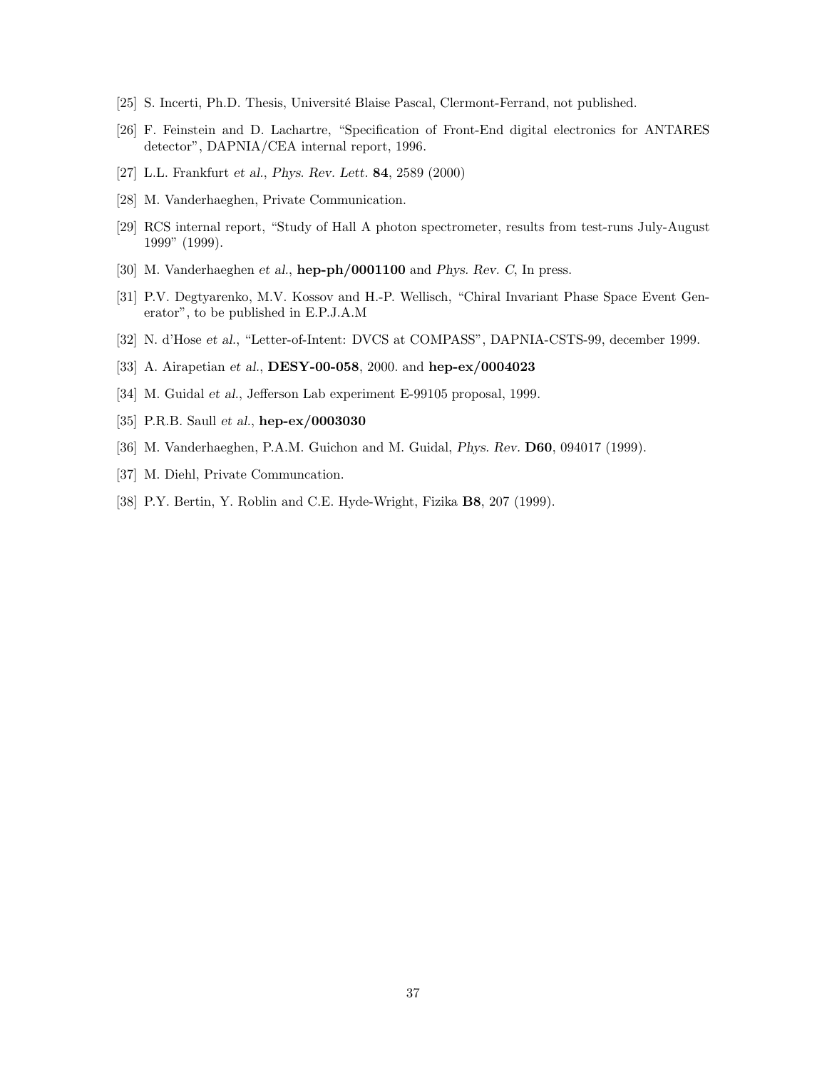[25] S. Incerti, Ph.D. Thesis, Université Blaise Pascal, Clermont-Ferrand, not published.

[26] F. Feinstein and D. Lachartre, "Specification of Front-End digital electronics for ANTARES detector", DAPNIA/CEA internal report, 1996.

[27] L.L. Frankfurt *et al.*, *Phys. Rev. Lett.* **84**, 2589 (2000)

[28] M. Vanderhaeghen, Private Communication.

[29] RCS internal report, "Study of Hall A photon spectrometer, results from test-runs July-August 1999" (1999).

[30] M. Vanderhaeghen *et al.*, **hep-ph/0001100** and *Phys. Rev. C*, In press.

[31] P.V. Degtyarenko, M.V. Kossov and H.-P. Wellisch, "Chiral Invariant Phase Space Event Generator", to be published in E.P.J.A.M

[32] N. d'Hose *et al.*, "Letter-of-Intent: DVCS at COMPASS", DAPNIA-CSTS-99, december 1999.

[33] A. Airapetian *et al.*, **DESY-00-058**, 2000. and **hep-ex/0004023**

[34] M. Guidal *et al.*, Jefferson Lab experiment E-99105 proposal, 1999.

[35] P.R.B. Saull *et al.*, **hep-ex/0003030**

[36] M. Vanderhaeghen, P.A.M. Guichon and M. Guidal, *Phys. Rev.* **D60**, 094017 (1999).

[37] M. Diehl, Private Communcation.

[38] P.Y. Bertin, Y. Roblin and C.E. Hyde-Wright, Fizika **B8**, 207 (1999).